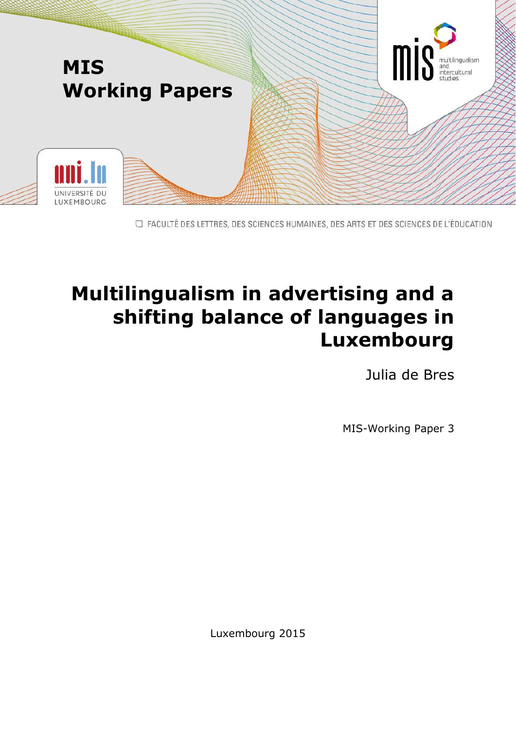# MIS Working Papers

UNIVERSITÉ DU LUXEMBOURG

mis multilingualism and intercultural studies

FACULTÉ DES LETTRES, DES SCIENCES HUMAINES, DES ARTS ET DES SCIENCES DE L'ÉDUCATION

# Multilingualism in advertising and a shifting balance of languages in Luxembourg

Julia de Bres

MIS-Working Paper 3

Luxembourg 2015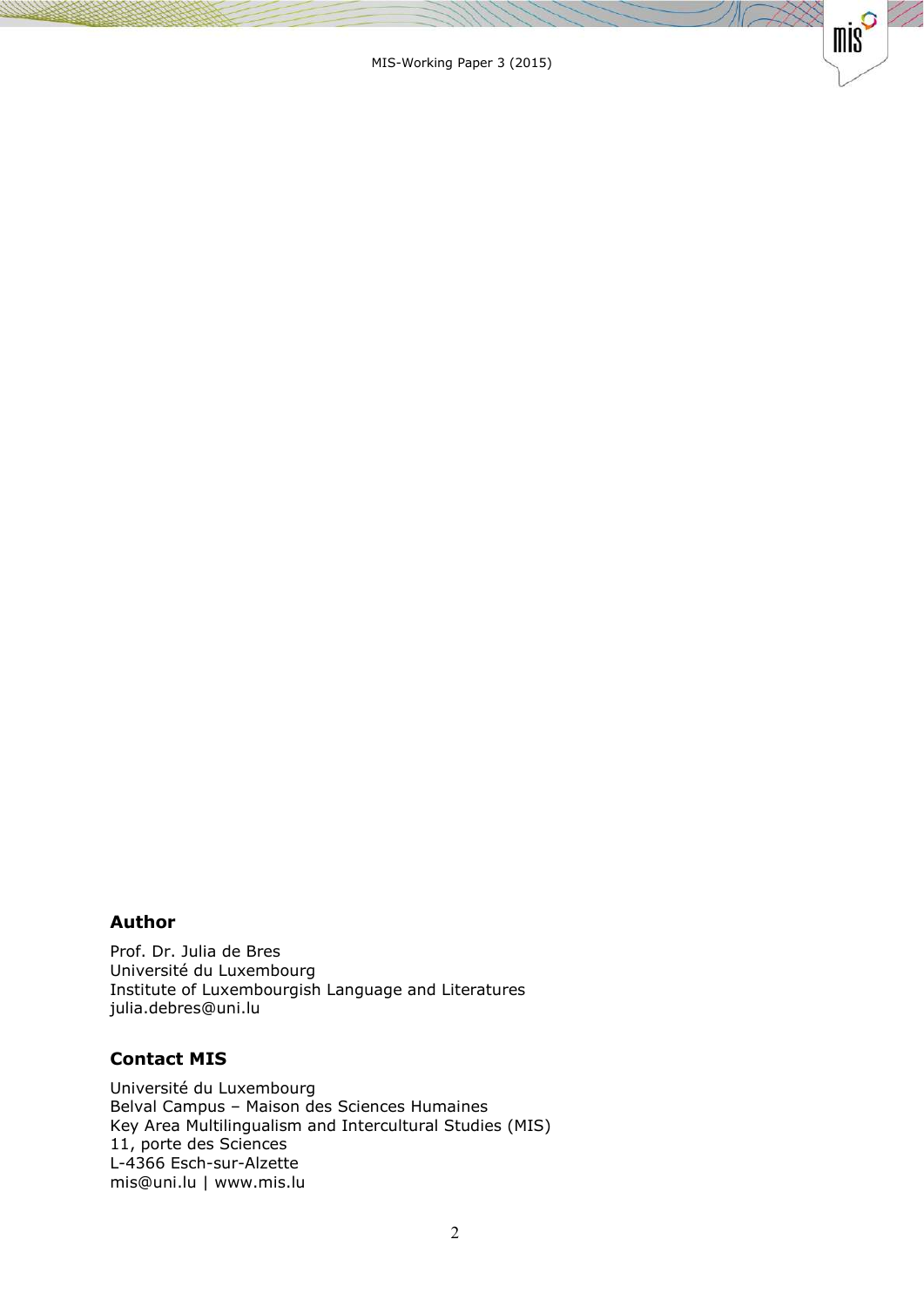## Author

Prof. Dr. Julia de Bres
Université du Luxembourg
Institute of Luxembourgish Language and Literatures
julia.debres@uni.lu

## Contact MIS

Université du Luxembourg
Belval Campus – Maison des Sciences Humaines
Key Area Multilingualism and Intercultural Studies (MIS)
11, porte des Sciences
L-4366 Esch-sur-Alzette
mis@uni.lu | www.mis.lu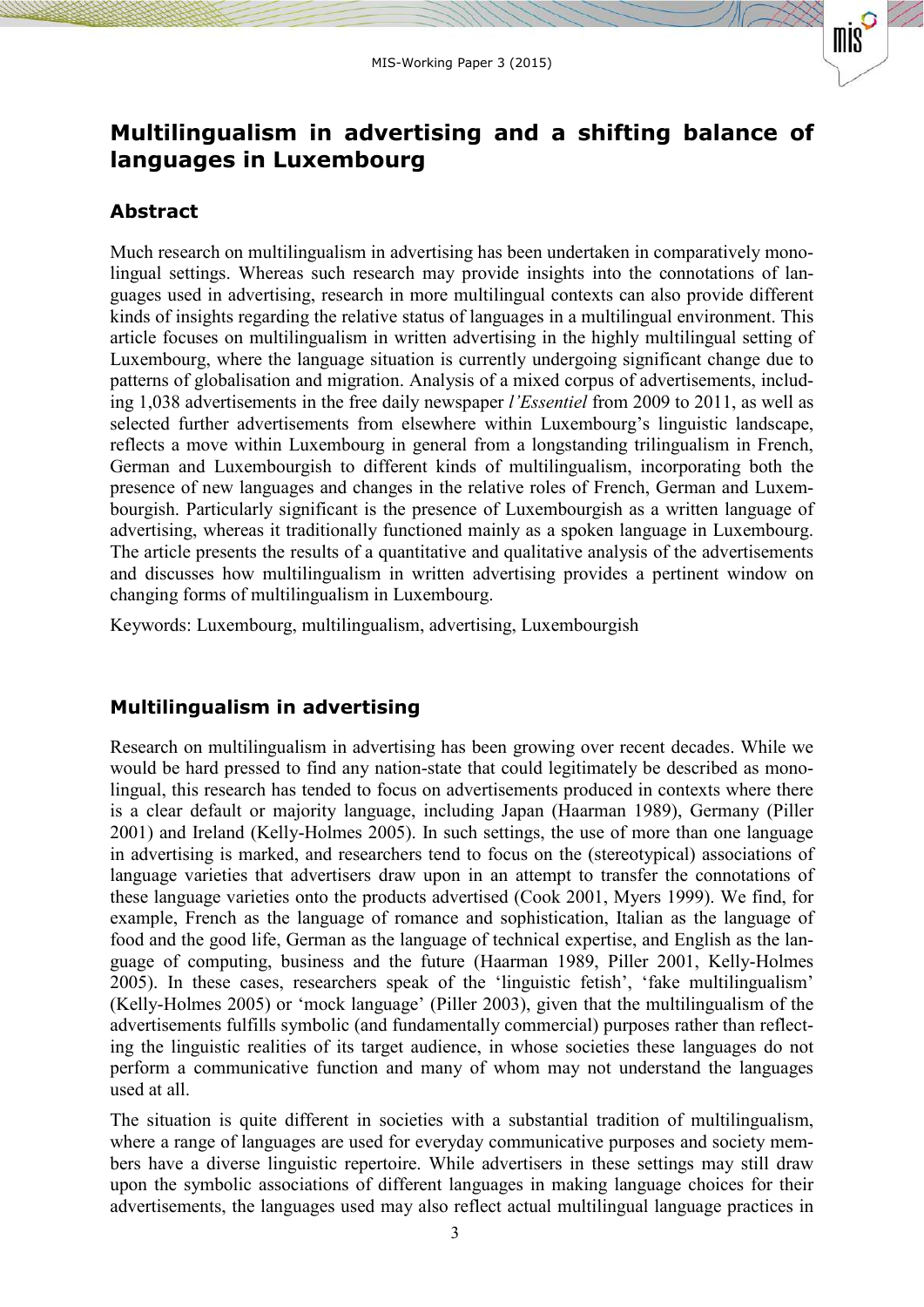# Multilingualism in advertising and a shifting balance of languages in Luxembourg

## Abstract

Much research on multilingualism in advertising has been undertaken in comparatively monolingual settings. Whereas such research may provide insights into the connotations of languages used in advertising, research in more multilingual contexts can also provide different kinds of insights regarding the relative status of languages in a multilingual environment. This article focuses on multilingualism in written advertising in the highly multilingual setting of Luxembourg, where the language situation is currently undergoing significant change due to patterns of globalisation and migration. Analysis of a mixed corpus of advertisements, including 1,038 advertisements in the free daily newspaper *l'Essentiel* from 2009 to 2011, as well as selected further advertisements from elsewhere within Luxembourg's linguistic landscape, reflects a move within Luxembourg in general from a longstanding trilingualism in French, German and Luxembourgish to different kinds of multilingualism, incorporating both the presence of new languages and changes in the relative roles of French, German and Luxembourgish. Particularly significant is the presence of Luxembourgish as a written language of advertising, whereas it traditionally functioned mainly as a spoken language in Luxembourg. The article presents the results of a quantitative and qualitative analysis of the advertisements and discusses how multilingualism in written advertising provides a pertinent window on changing forms of multilingualism in Luxembourg.

Keywords: Luxembourg, multilingualism, advertising, Luxembourgish

## Multilingualism in advertising

Research on multilingualism in advertising has been growing over recent decades. While we would be hard pressed to find any nation-state that could legitimately be described as monolingual, this research has tended to focus on advertisements produced in contexts where there is a clear default or majority language, including Japan (Haarman 1989), Germany (Piller 2001) and Ireland (Kelly-Holmes 2005). In such settings, the use of more than one language in advertising is marked, and researchers tend to focus on the (stereotypical) associations of language varieties that advertisers draw upon in an attempt to transfer the connotations of these language varieties onto the products advertised (Cook 2001, Myers 1999). We find, for example, French as the language of romance and sophistication, Italian as the language of food and the good life, German as the language of technical expertise, and English as the language of computing, business and the future (Haarman 1989, Piller 2001, Kelly-Holmes 2005). In these cases, researchers speak of the 'linguistic fetish', 'fake multilingualism' (Kelly-Holmes 2005) or 'mock language' (Piller 2003), given that the multilingualism of the advertisements fulfills symbolic (and fundamentally commercial) purposes rather than reflecting the linguistic realities of its target audience, in whose societies these languages do not perform a communicative function and many of whom may not understand the languages used at all.

The situation is quite different in societies with a substantial tradition of multilingualism, where a range of languages are used for everyday communicative purposes and society members have a diverse linguistic repertoire. While advertisers in these settings may still draw upon the symbolic associations of different languages in making language choices for their advertisements, the languages used may also reflect actual multilingual language practices in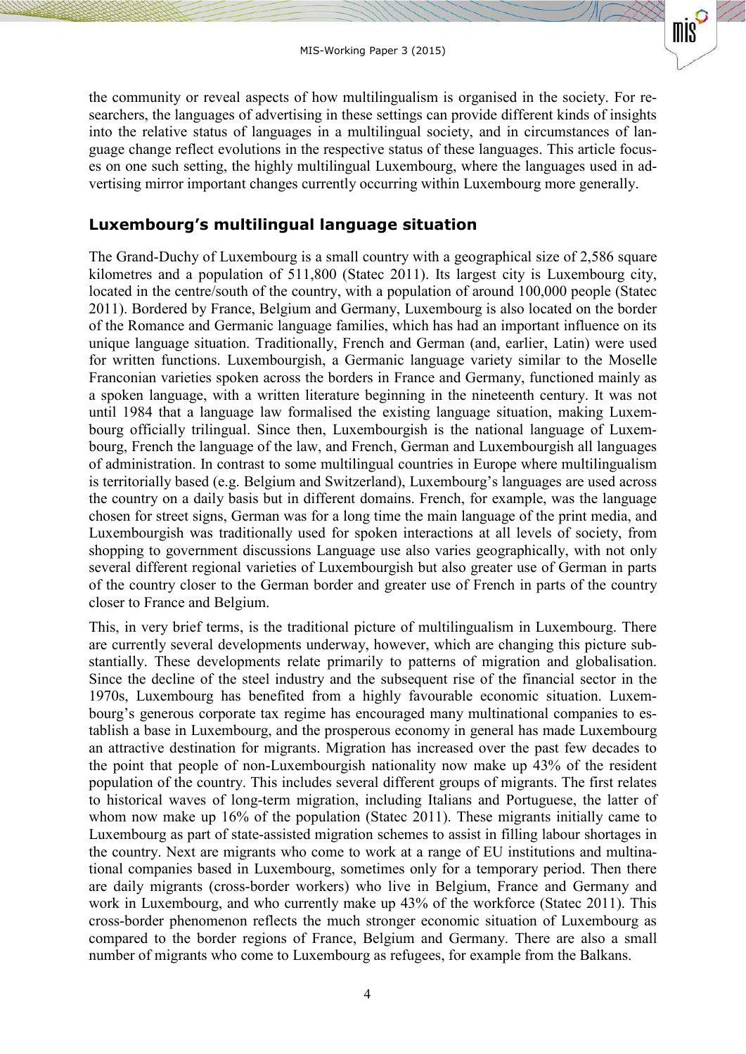the community or reveal aspects of how multilingualism is organised in the society. For researchers, the languages of advertising in these settings can provide different kinds of insights into the relative status of languages in a multilingual society, and in circumstances of language change reflect evolutions in the respective status of these languages. This article focuses on one such setting, the highly multilingual Luxembourg, where the languages used in advertising mirror important changes currently occurring within Luxembourg more generally.

## Luxembourg's multilingual language situation

The Grand-Duchy of Luxembourg is a small country with a geographical size of 2,586 square kilometres and a population of 511,800 (Statec 2011). Its largest city is Luxembourg city, located in the centre/south of the country, with a population of around 100,000 people (Statec 2011). Bordered by France, Belgium and Germany, Luxembourg is also located on the border of the Romance and Germanic language families, which has had an important influence on its unique language situation. Traditionally, French and German (and, earlier, Latin) were used for written functions. Luxembourgish, a Germanic language variety similar to the Moselle Franconian varieties spoken across the borders in France and Germany, functioned mainly as a spoken language, with a written literature beginning in the nineteenth century. It was not until 1984 that a language law formalised the existing language situation, making Luxembourg officially trilingual. Since then, Luxembourgish is the national language of Luxembourg, French the language of the law, and French, German and Luxembourgish all languages of administration. In contrast to some multilingual countries in Europe where multilingualism is territorially based (e.g. Belgium and Switzerland), Luxembourg's languages are used across the country on a daily basis but in different domains. French, for example, was the language chosen for street signs, German was for a long time the main language of the print media, and Luxembourgish was traditionally used for spoken interactions at all levels of society, from shopping to government discussions Language use also varies geographically, with not only several different regional varieties of Luxembourgish but also greater use of German in parts of the country closer to the German border and greater use of French in parts of the country closer to France and Belgium.

This, in very brief terms, is the traditional picture of multilingualism in Luxembourg. There are currently several developments underway, however, which are changing this picture substantially. These developments relate primarily to patterns of migration and globalisation. Since the decline of the steel industry and the subsequent rise of the financial sector in the 1970s, Luxembourg has benefited from a highly favourable economic situation. Luxembourg's generous corporate tax regime has encouraged many multinational companies to establish a base in Luxembourg, and the prosperous economy in general has made Luxembourg an attractive destination for migrants. Migration has increased over the past few decades to the point that people of non-Luxembourgish nationality now make up 43% of the resident population of the country. This includes several different groups of migrants. The first relates to historical waves of long-term migration, including Italians and Portuguese, the latter of whom now make up 16% of the population (Statec 2011). These migrants initially came to Luxembourg as part of state-assisted migration schemes to assist in filling labour shortages in the country. Next are migrants who come to work at a range of EU institutions and multinational companies based in Luxembourg, sometimes only for a temporary period. Then there are daily migrants (cross-border workers) who live in Belgium, France and Germany and work in Luxembourg, and who currently make up 43% of the workforce (Statec 2011). This cross-border phenomenon reflects the much stronger economic situation of Luxembourg as compared to the border regions of France, Belgium and Germany. There are also a small number of migrants who come to Luxembourg as refugees, for example from the Balkans.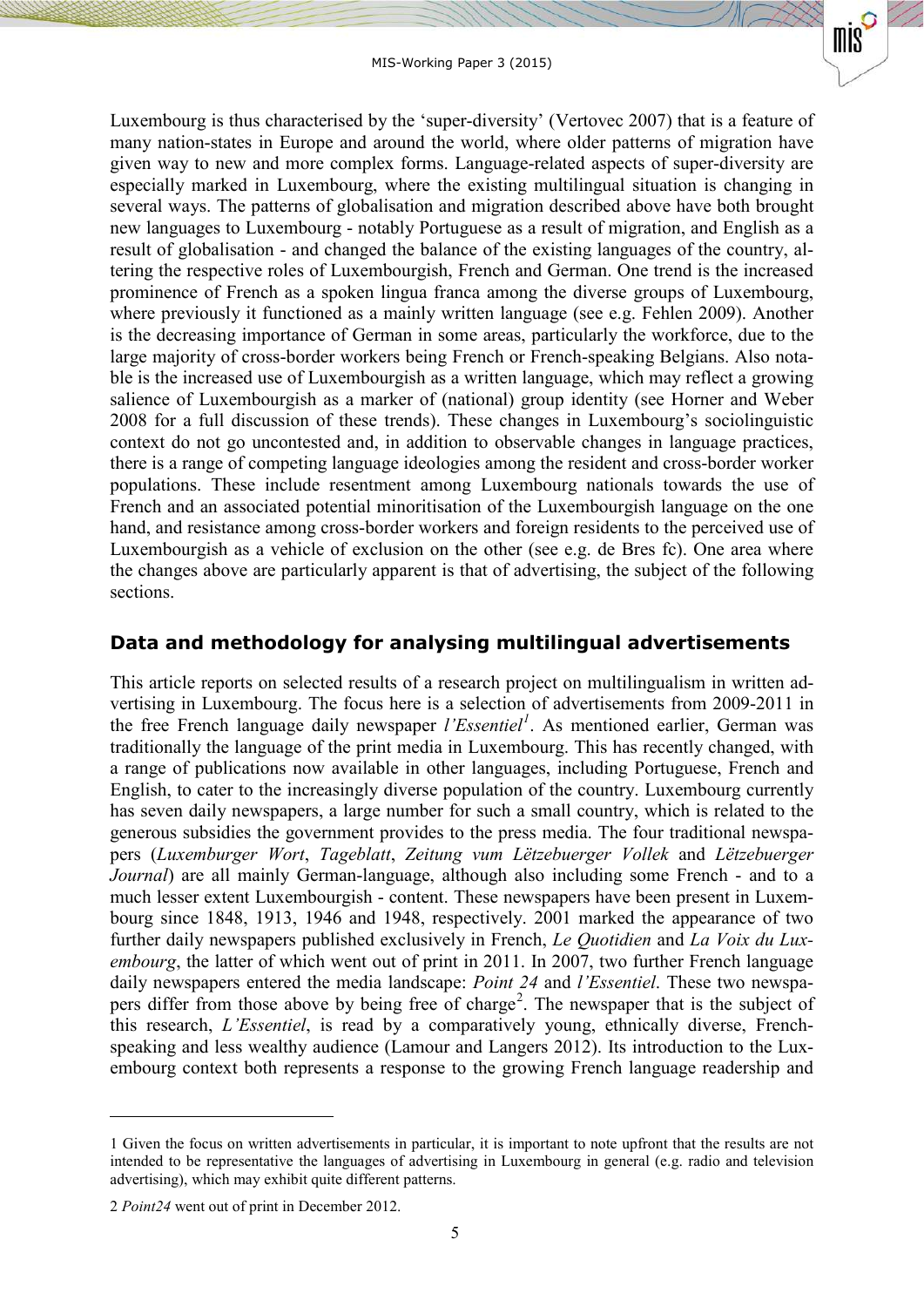Luxembourg is thus characterised by the 'super-diversity' (Vertovec 2007) that is a feature of many nation-states in Europe and around the world, where older patterns of migration have given way to new and more complex forms. Language-related aspects of super-diversity are especially marked in Luxembourg, where the existing multilingual situation is changing in several ways. The patterns of globalisation and migration described above have both brought new languages to Luxembourg - notably Portuguese as a result of migration, and English as a result of globalisation - and changed the balance of the existing languages of the country, altering the respective roles of Luxembourgish, French and German. One trend is the increased prominence of French as a spoken lingua franca among the diverse groups of Luxembourg, where previously it functioned as a mainly written language (see e.g. Fehlen 2009). Another is the decreasing importance of German in some areas, particularly the workforce, due to the large majority of cross-border workers being French or French-speaking Belgians. Also notable is the increased use of Luxembourgish as a written language, which may reflect a growing salience of Luxembourgish as a marker of (national) group identity (see Horner and Weber 2008 for a full discussion of these trends). These changes in Luxembourg's sociolinguistic context do not go uncontested and, in addition to observable changes in language practices, there is a range of competing language ideologies among the resident and cross-border worker populations. These include resentment among Luxembourg nationals towards the use of French and an associated potential minoritisation of the Luxembourgish language on the one hand, and resistance among cross-border workers and foreign residents to the perceived use of Luxembourgish as a vehicle of exclusion on the other (see e.g. de Bres fc). One area where the changes above are particularly apparent is that of advertising, the subject of the following sections.

## Data and methodology for analysing multilingual advertisements

This article reports on selected results of a research project on multilingualism in written advertising in Luxembourg. The focus here is a selection of advertisements from 2009-2011 in the free French language daily newspaper *l'Essentiel*[1]. As mentioned earlier, German was traditionally the language of the print media in Luxembourg. This has recently changed, with a range of publications now available in other languages, including Portuguese, French and English, to cater to the increasingly diverse population of the country. Luxembourg currently has seven daily newspapers, a large number for such a small country, which is related to the generous subsidies the government provides to the press media. The four traditional newspapers (*Luxemburger Wort*, *Tageblatt*, *Zeitung vum Lëtzebuerger Vollek* and *Lëtzebuerger Journal*) are all mainly German-language, although also including some French - and to a much lesser extent Luxembourgish - content. These newspapers have been present in Luxembourg since 1848, 1913, 1946 and 1948, respectively. 2001 marked the appearance of two further daily newspapers published exclusively in French, *Le Quotidien* and *La Voix du Luxembourg*, the latter of which went out of print in 2011. In 2007, two further French language daily newspapers entered the media landscape: *Point 24* and *l'Essentiel*. These two newspapers differ from those above by being free of charge[2]. The newspaper that is the subject of this research, *L'Essentiel*, is read by a comparatively young, ethnically diverse, French-speaking and less wealthy audience (Lamour and Langers 2012). Its introduction to the Luxembourg context both represents a response to the growing French language readership and

---

1 Given the focus on written advertisements in particular, it is important to note upfront that the results are not intended to be representative the languages of advertising in Luxembourg in general (e.g. radio and television advertising), which may exhibit quite different patterns.

2 *Point24* went out of print in December 2012.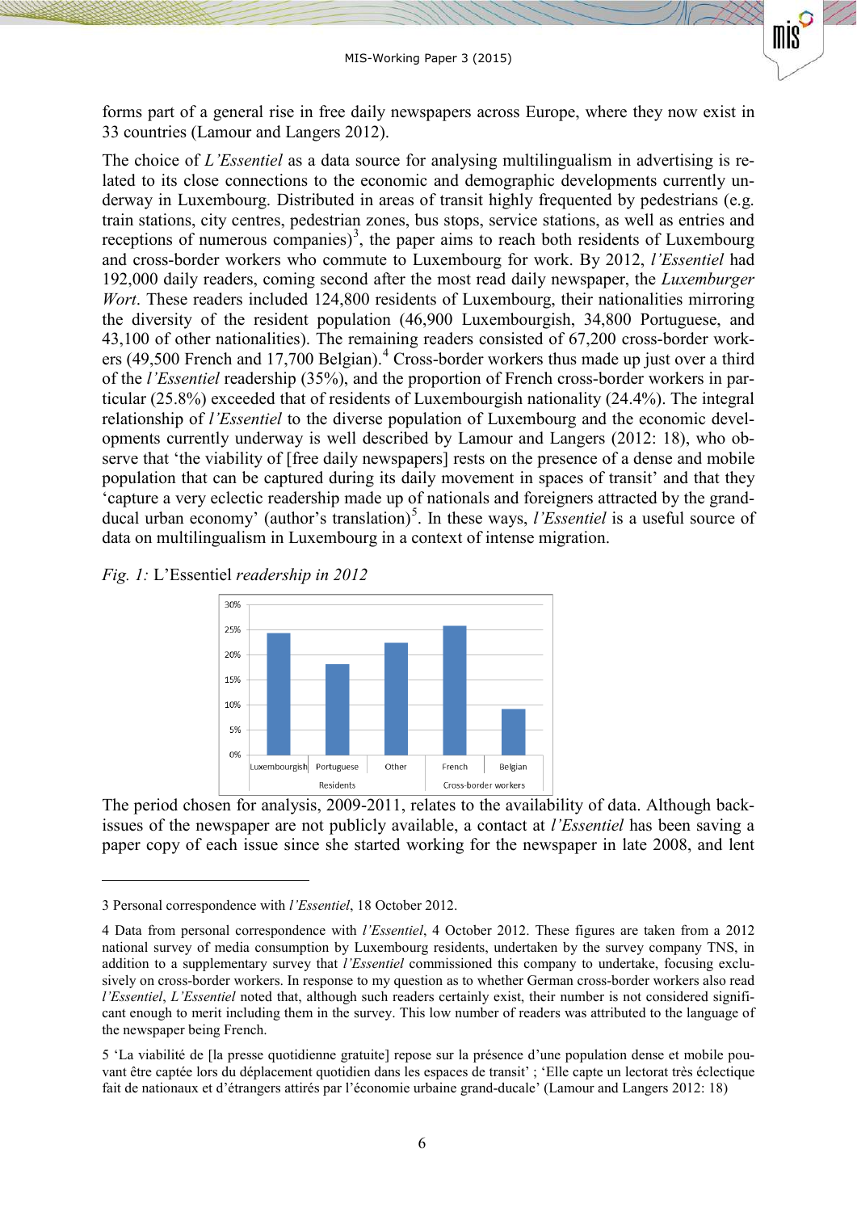forms part of a general rise in free daily newspapers across Europe, where they now exist in 33 countries (Lamour and Langers 2012).

The choice of *L'Essentiel* as a data source for analysing multilingualism in advertising is related to its close connections to the economic and demographic developments currently underway in Luxembourg. Distributed in areas of transit highly frequented by pedestrians (e.g. train stations, city centres, pedestrian zones, bus stops, service stations, as well as entries and receptions of numerous companies)[3], the paper aims to reach both residents of Luxembourg and cross-border workers who commute to Luxembourg for work. By 2012, *l'Essentiel* had 192,000 daily readers, coming second after the most read daily newspaper, the *Luxemburger Wort*. These readers included 124,800 residents of Luxembourg, their nationalities mirroring the diversity of the resident population (46,900 Luxembourgish, 34,800 Portuguese, and 43,100 of other nationalities). The remaining readers consisted of 67,200 cross-border workers (49,500 French and 17,700 Belgian).[4] Cross-border workers thus made up just over a third of the *l'Essentiel* readership (35%), and the proportion of French cross-border workers in particular (25.8%) exceeded that of residents of Luxembourgish nationality (24.4%). The integral relationship of *l'Essentiel* to the diverse population of Luxembourg and the economic developments currently underway is well described by Lamour and Langers (2012: 18), who observe that 'the viability of [free daily newspapers] rests on the presence of a dense and mobile population that can be captured during its daily movement in spaces of transit' and that they 'capture a very eclectic readership made up of nationals and foreigners attracted by the grand-ducal urban economy' (author's translation)[5]. In these ways, *l'Essentiel* is a useful source of data on multilingualism in Luxembourg in a context of intense migration.

*Fig. 1:* L'Essentiel *readership in 2012*

| | Residents | | | Cross-border workers | |
|---|---|---|---|---|---|
| | Luxembourgish | Portuguese | Other | French | Belgian |
| Share of readership | 24.4% | ~18% | ~22.5% | 25.8% | ~9.2% |

The period chosen for analysis, 2009-2011, relates to the availability of data. Although back-issues of the newspaper are not publicly available, a contact at *l'Essentiel* has been saving a paper copy of each issue since she started working for the newspaper in late 2008, and lent

---

3 Personal correspondence with *l'Essentiel*, 18 October 2012.

4 Data from personal correspondence with *l'Essentiel*, 4 October 2012. These figures are taken from a 2012 national survey of media consumption by Luxembourg residents, undertaken by the survey company TNS, in addition to a supplementary survey that *l'Essentiel* commissioned this company to undertake, focusing exclusively on cross-border workers. In response to my question as to whether German cross-border workers also read *l'Essentiel*, *L'Essentiel* noted that, although such readers certainly exist, their number is not considered significant enough to merit including them in the survey. This low number of readers was attributed to the language of the newspaper being French.

5 'La viabilité de [la presse quotidienne gratuite] repose sur la présence d'une population dense et mobile pouvant être captée lors du déplacement quotidien dans les espaces de transit' ; 'Elle capte un lectorat très éclectique fait de nationaux et d'étrangers attirés par l'économie urbaine grand-ducale' (Lamour and Langers 2012: 18)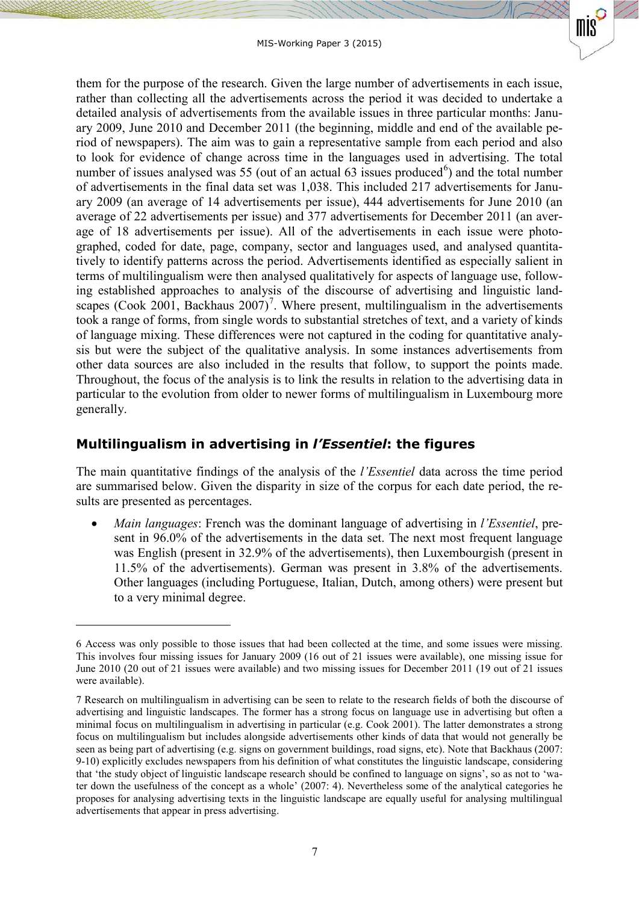them for the purpose of the research. Given the large number of advertisements in each issue, rather than collecting all the advertisements across the period it was decided to undertake a detailed analysis of advertisements from the available issues in three particular months: January 2009, June 2010 and December 2011 (the beginning, middle and end of the available period of newspapers). The aim was to gain a representative sample from each period and also to look for evidence of change across time in the languages used in advertising. The total number of issues analysed was 55 (out of an actual 63 issues produced[6]) and the total number of advertisements in the final data set was 1,038. This included 217 advertisements for January 2009 (an average of 14 advertisements per issue), 444 advertisements for June 2010 (an average of 22 advertisements per issue) and 377 advertisements for December 2011 (an average of 18 advertisements per issue). All of the advertisements in each issue were photographed, coded for date, page, company, sector and languages used, and analysed quantitatively to identify patterns across the period. Advertisements identified as especially salient in terms of multilingualism were then analysed qualitatively for aspects of language use, following established approaches to analysis of the discourse of advertising and linguistic landscapes (Cook 2001, Backhaus 2007)[7]. Where present, multilingualism in the advertisements took a range of forms, from single words to substantial stretches of text, and a variety of kinds of language mixing. These differences were not captured in the coding for quantitative analysis but were the subject of the qualitative analysis. In some instances advertisements from other data sources are also included in the results that follow, to support the points made. Throughout, the focus of the analysis is to link the results in relation to the advertising data in particular to the evolution from older to newer forms of multilingualism in Luxembourg more generally.

## Multilingualism in advertising in *l'Essentiel*: the figures

The main quantitative findings of the analysis of the *l'Essentiel* data across the time period are summarised below. Given the disparity in size of the corpus for each date period, the results are presented as percentages.

- *Main languages*: French was the dominant language of advertising in *l'Essentiel*, present in 96.0% of the advertisements in the data set. The next most frequent language was English (present in 32.9% of the advertisements), then Luxembourgish (present in 11.5% of the advertisements). German was present in 3.8% of the advertisements. Other languages (including Portuguese, Italian, Dutch, among others) were present but to a very minimal degree.

---

6 Access was only possible to those issues that had been collected at the time, and some issues were missing. This involves four missing issues for January 2009 (16 out of 21 issues were available), one missing issue for June 2010 (20 out of 21 issues were available) and two missing issues for December 2011 (19 out of 21 issues were available).

7 Research on multilingualism in advertising can be seen to relate to the research fields of both the discourse of advertising and linguistic landscapes. The former has a strong focus on language use in advertising but often a minimal focus on multilingualism in advertising in particular (e.g. Cook 2001). The latter demonstrates a strong focus on multilingualism but includes alongside advertisements other kinds of data that would not generally be seen as being part of advertising (e.g. signs on government buildings, road signs, etc). Note that Backhaus (2007: 9-10) explicitly excludes newspapers from his definition of what constitutes the linguistic landscape, considering that 'the study object of linguistic landscape research should be confined to language on signs', so as not to 'water down the usefulness of the concept as a whole' (2007: 4). Nevertheless some of the analytical categories he proposes for analysing advertising texts in the linguistic landscape are equally useful for analysing multilingual advertisements that appear in press advertising.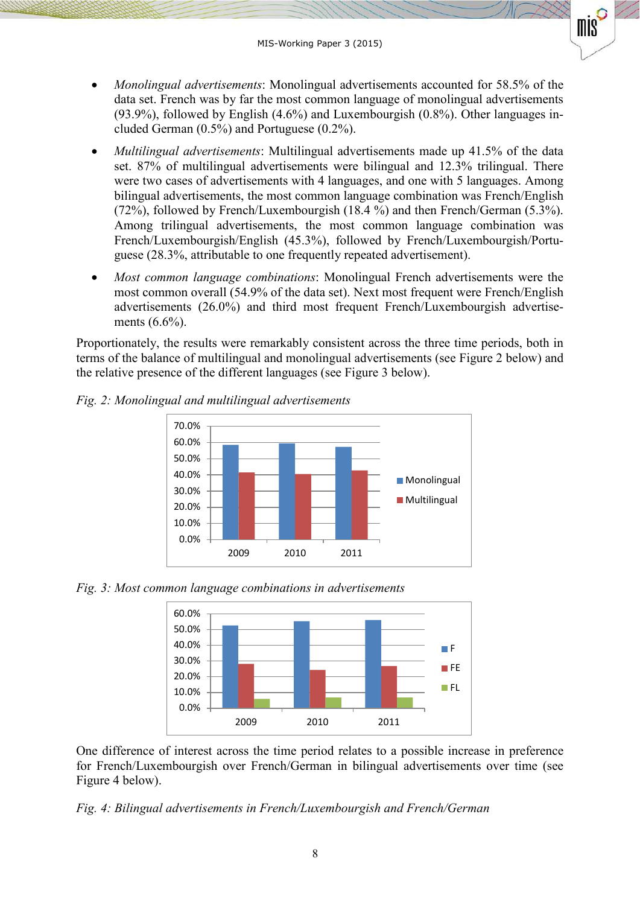- *Monolingual advertisements*: Monolingual advertisements accounted for 58.5% of the data set. French was by far the most common language of monolingual advertisements (93.9%), followed by English (4.6%) and Luxembourgish (0.8%). Other languages included German (0.5%) and Portuguese (0.2%).
- *Multilingual advertisements*: Multilingual advertisements made up 41.5% of the data set. 87% of multilingual advertisements were bilingual and 12.3% trilingual. There were two cases of advertisements with 4 languages, and one with 5 languages. Among bilingual advertisements, the most common language combination was French/English (72%), followed by French/Luxembourgish (18.4 %) and then French/German (5.3%). Among trilingual advertisements, the most common language combination was French/Luxembourgish/English (45.3%), followed by French/Luxembourgish/Portuguese (28.3%, attributable to one frequently repeated advertisement).
- *Most common language combinations*: Monolingual French advertisements were the most common overall (54.9% of the data set). Next most frequent were French/English advertisements (26.0%) and third most frequent French/Luxembourgish advertisements (6.6%).

Proportionately, the results were remarkably consistent across the three time periods, both in terms of the balance of multilingual and monolingual advertisements (see Figure 2 below) and the relative presence of the different languages (see Figure 3 below).

*Fig. 2: Monolingual and multilingual advertisements*

*Fig. 3: Most common language combinations in advertisements*

One difference of interest across the time period relates to a possible increase in preference for French/Luxembourgish over French/German in bilingual advertisements over time (see Figure 4 below).

*Fig. 4: Bilingual advertisements in French/Luxembourgish and French/German*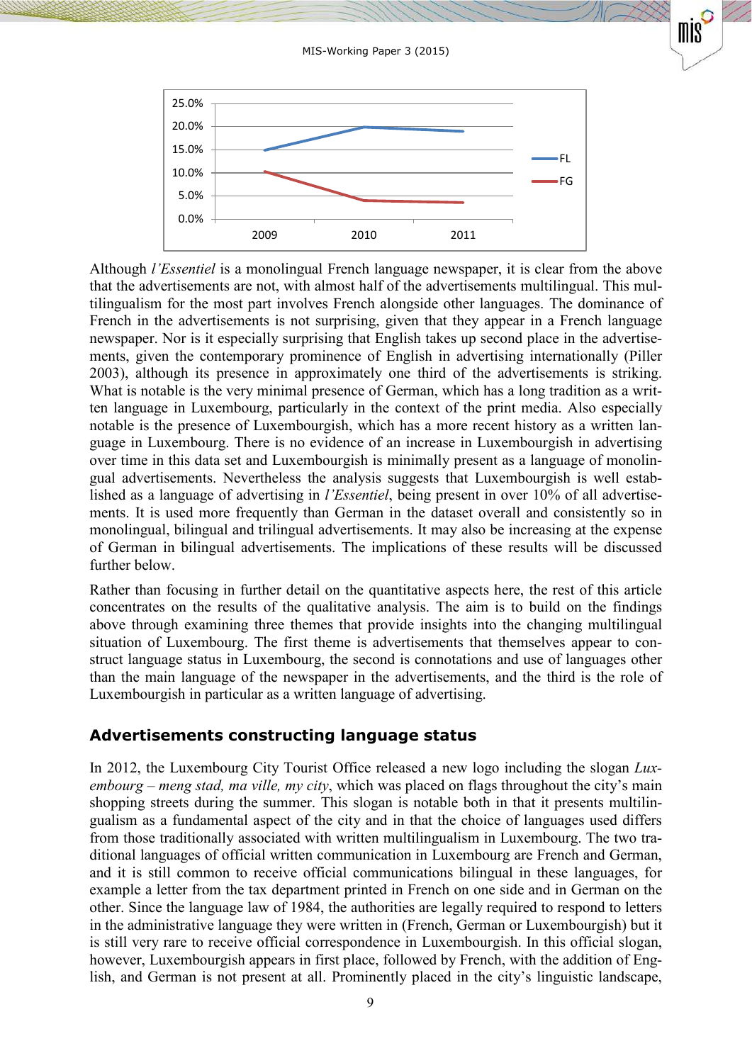Although *l'Essentiel* is a monolingual French language newspaper, it is clear from the above that the advertisements are not, with almost half of the advertisements multilingual. This multilingualism for the most part involves French alongside other languages. The dominance of French in the advertisements is not surprising, given that they appear in a French language newspaper. Nor is it especially surprising that English takes up second place in the advertisements, given the contemporary prominence of English in advertising internationally (Piller 2003), although its presence in approximately one third of the advertisements is striking. What is notable is the very minimal presence of German, which has a long tradition as a written language in Luxembourg, particularly in the context of the print media. Also especially notable is the presence of Luxembourgish, which has a more recent history as a written language in Luxembourg. There is no evidence of an increase in Luxembourgish in advertising over time in this data set and Luxembourgish is minimally present as a language of monolingual advertisements. Nevertheless the analysis suggests that Luxembourgish is well established as a language of advertising in *l'Essentiel*, being present in over 10% of all advertisements. It is used more frequently than German in the dataset overall and consistently so in monolingual, bilingual and trilingual advertisements. It may also be increasing at the expense of German in bilingual advertisements. The implications of these results will be discussed further below.

Rather than focusing in further detail on the quantitative aspects here, the rest of this article concentrates on the results of the qualitative analysis. The aim is to build on the findings above through examining three themes that provide insights into the changing multilingual situation of Luxembourg. The first theme is advertisements that themselves appear to construct language status in Luxembourg, the second is connotations and use of languages other than the main language of the newspaper in the advertisements, and the third is the role of Luxembourgish in particular as a written language of advertising.

## Advertisements constructing language status

In 2012, the Luxembourg City Tourist Office released a new logo including the slogan *Luxembourg – meng stad, ma ville, my city*, which was placed on flags throughout the city's main shopping streets during the summer. This slogan is notable both in that it presents multilingualism as a fundamental aspect of the city and in that the choice of languages used differs from those traditionally associated with written multilingualism in Luxembourg. The two traditional languages of official written communication in Luxembourg are French and German, and it is still common to receive official communications bilingual in these languages, for example a letter from the tax department printed in French on one side and in German on the other. Since the language law of 1984, the authorities are legally required to respond to letters in the administrative language they were written in (French, German or Luxembourgish) but it is still very rare to receive official correspondence in Luxembourgish. In this official slogan, however, Luxembourgish appears in first place, followed by French, with the addition of English, and German is not present at all. Prominently placed in the city's linguistic landscape,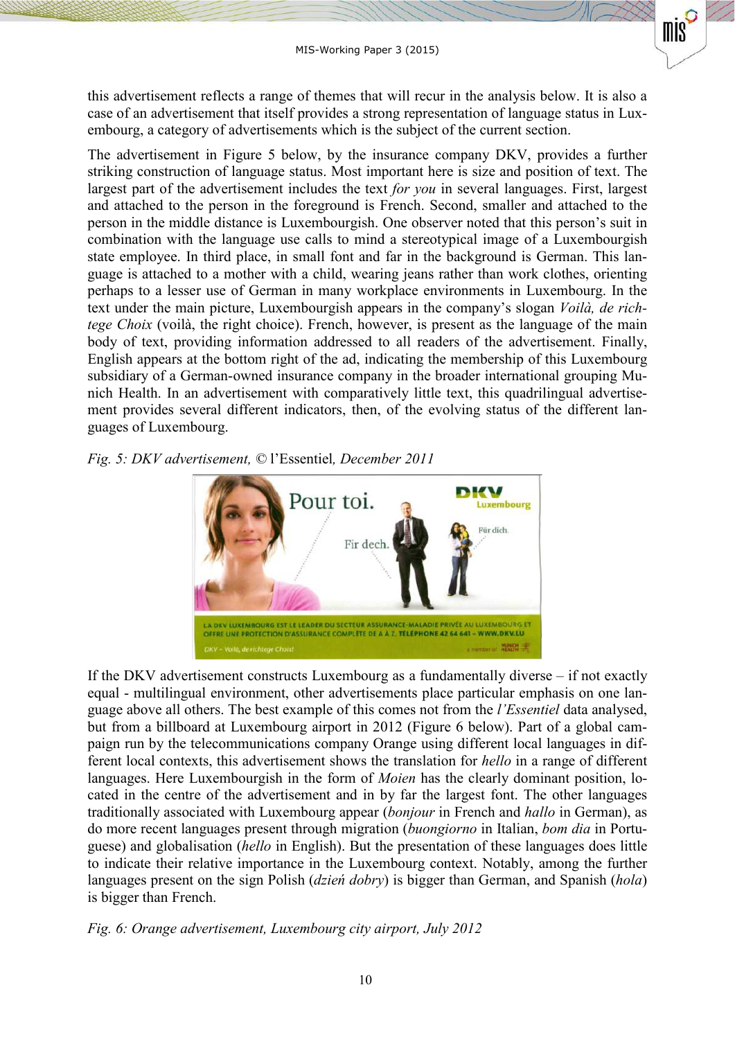this advertisement reflects a range of themes that will recur in the analysis below. It is also a case of an advertisement that itself provides a strong representation of language status in Luxembourg, a category of advertisements which is the subject of the current section.

The advertisement in Figure 5 below, by the insurance company DKV, provides a further striking construction of language status. Most important here is size and position of text. The largest part of the advertisement includes the text *for you* in several languages. First, largest and attached to the person in the foreground is French. Second, smaller and attached to the person in the middle distance is Luxembourgish. One observer noted that this person's suit in combination with the language use calls to mind a stereotypical image of a Luxembourgish state employee. In third place, in small font and far in the background is German. This language is attached to a mother with a child, wearing jeans rather than work clothes, orienting perhaps to a lesser use of German in many workplace environments in Luxembourg. In the text under the main picture, Luxembourgish appears in the company's slogan *Voilà, de richtege Choix* (voilà, the right choice). French, however, is present as the language of the main body of text, providing information addressed to all readers of the advertisement. Finally, English appears at the bottom right of the ad, indicating the membership of this Luxembourg subsidiary of a German-owned insurance company in the broader international grouping Munich Health. In an advertisement with comparatively little text, this quadrilingual advertisement provides several different indicators, then, of the evolving status of the different languages of Luxembourg.

*Fig. 5: DKV advertisement,* © l'Essentiel*, December 2011*

If the DKV advertisement constructs Luxembourg as a fundamentally diverse – if not exactly equal - multilingual environment, other advertisements place particular emphasis on one language above all others. The best example of this comes not from the *l'Essentiel* data analysed, but from a billboard at Luxembourg airport in 2012 (Figure 6 below). Part of a global campaign run by the telecommunications company Orange using different local languages in different local contexts, this advertisement shows the translation for *hello* in a range of different languages. Here Luxembourgish in the form of *Moien* has the clearly dominant position, located in the centre of the advertisement and in by far the largest font. The other languages traditionally associated with Luxembourg appear (*bonjour* in French and *hallo* in German), as do more recent languages present through migration (*buongiorno* in Italian, *bom dia* in Portuguese) and globalisation (*hello* in English). But the presentation of these languages does little to indicate their relative importance in the Luxembourg context. Notably, among the further languages present on the sign Polish (*dzień dobry*) is bigger than German, and Spanish (*hola*) is bigger than French.

*Fig. 6: Orange advertisement, Luxembourg city airport, July 2012*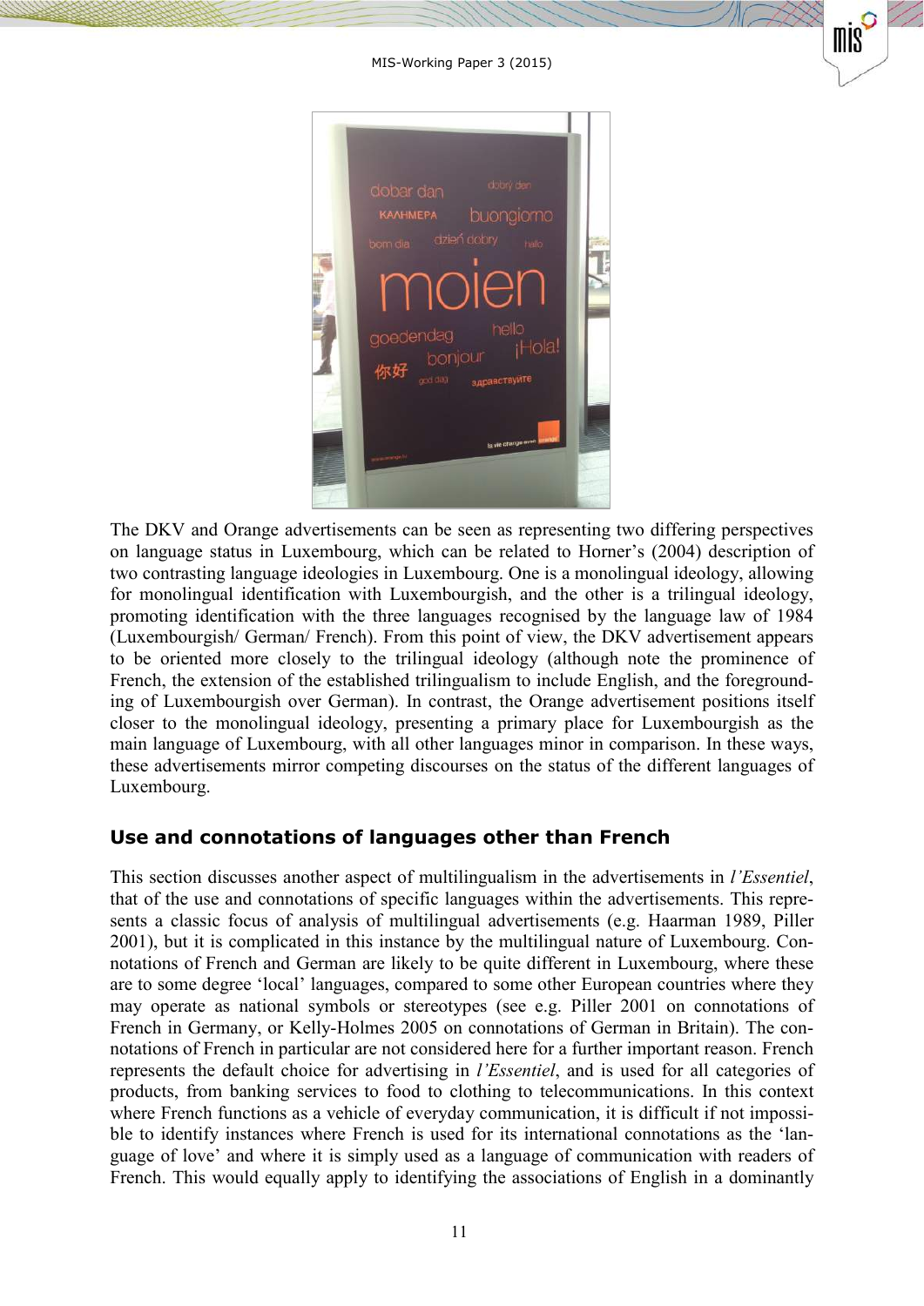The DKV and Orange advertisements can be seen as representing two differing perspectives on language status in Luxembourg, which can be related to Horner's (2004) description of two contrasting language ideologies in Luxembourg. One is a monolingual ideology, allowing for monolingual identification with Luxembourgish, and the other is a trilingual ideology, promoting identification with the three languages recognised by the language law of 1984 (Luxembourgish/ German/ French). From this point of view, the DKV advertisement appears to be oriented more closely to the trilingual ideology (although note the prominence of French, the extension of the established trilingualism to include English, and the foregrounding of Luxembourgish over German). In contrast, the Orange advertisement positions itself closer to the monolingual ideology, presenting a primary place for Luxembourgish as the main language of Luxembourg, with all other languages minor in comparison. In these ways, these advertisements mirror competing discourses on the status of the different languages of Luxembourg.

## Use and connotations of languages other than French

This section discusses another aspect of multilingualism in the advertisements in *l'Essentiel*, that of the use and connotations of specific languages within the advertisements. This represents a classic focus of analysis of multilingual advertisements (e.g. Haarman 1989, Piller 2001), but it is complicated in this instance by the multilingual nature of Luxembourg. Connotations of French and German are likely to be quite different in Luxembourg, where these are to some degree 'local' languages, compared to some other European countries where they may operate as national symbols or stereotypes (see e.g. Piller 2001 on connotations of French in Germany, or Kelly-Holmes 2005 on connotations of German in Britain). The connotations of French in particular are not considered here for a further important reason. French represents the default choice for advertising in *l'Essentiel*, and is used for all categories of products, from banking services to food to clothing to telecommunications. In this context where French functions as a vehicle of everyday communication, it is difficult if not impossible to identify instances where French is used for its international connotations as the 'language of love' and where it is simply used as a language of communication with readers of French. This would equally apply to identifying the associations of English in a dominantly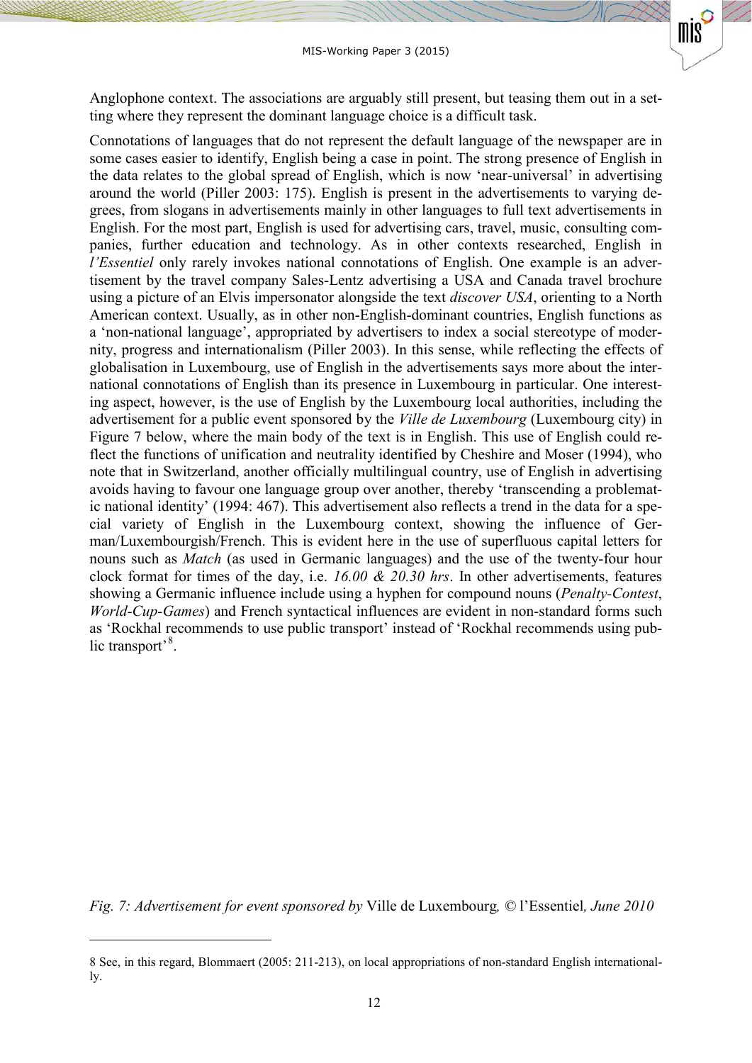Anglophone context. The associations are arguably still present, but teasing them out in a setting where they represent the dominant language choice is a difficult task.

Connotations of languages that do not represent the default language of the newspaper are in some cases easier to identify, English being a case in point. The strong presence of English in the data relates to the global spread of English, which is now 'near-universal' in advertising around the world (Piller 2003: 175). English is present in the advertisements to varying degrees, from slogans in advertisements mainly in other languages to full text advertisements in English. For the most part, English is used for advertising cars, travel, music, consulting companies, further education and technology. As in other contexts researched, English in *l'Essentiel* only rarely invokes national connotations of English. One example is an advertisement by the travel company Sales-Lentz advertising a USA and Canada travel brochure using a picture of an Elvis impersonator alongside the text *discover USA*, orienting to a North American context. Usually, as in other non-English-dominant countries, English functions as a 'non-national language', appropriated by advertisers to index a social stereotype of modernity, progress and internationalism (Piller 2003). In this sense, while reflecting the effects of globalisation in Luxembourg, use of English in the advertisements says more about the international connotations of English than its presence in Luxembourg in particular. One interesting aspect, however, is the use of English by the Luxembourg local authorities, including the advertisement for a public event sponsored by the *Ville de Luxembourg* (Luxembourg city) in Figure 7 below, where the main body of the text is in English. This use of English could reflect the functions of unification and neutrality identified by Cheshire and Moser (1994), who note that in Switzerland, another officially multilingual country, use of English in advertising avoids having to favour one language group over another, thereby 'transcending a problematic national identity' (1994: 467). This advertisement also reflects a trend in the data for a special variety of English in the Luxembourg context, showing the influence of German/Luxembourgish/French. This is evident here in the use of superfluous capital letters for nouns such as *Match* (as used in Germanic languages) and the use of the twenty-four hour clock format for times of the day, i.e. *16.00 & 20.30 hrs*. In other advertisements, features showing a Germanic influence include using a hyphen for compound nouns (*Penalty-Contest*, *World-Cup-Games*) and French syntactical influences are evident in non-standard forms such as 'Rockhal recommends to use public transport' instead of 'Rockhal recommends using public transport'[8].

*Fig. 7: Advertisement for event sponsored by* Ville de Luxembourg*, ©* l'Essentiel*, June 2010*

[8] See, in this regard, Blommaert (2005: 211-213), on local appropriations of non-standard English internationally.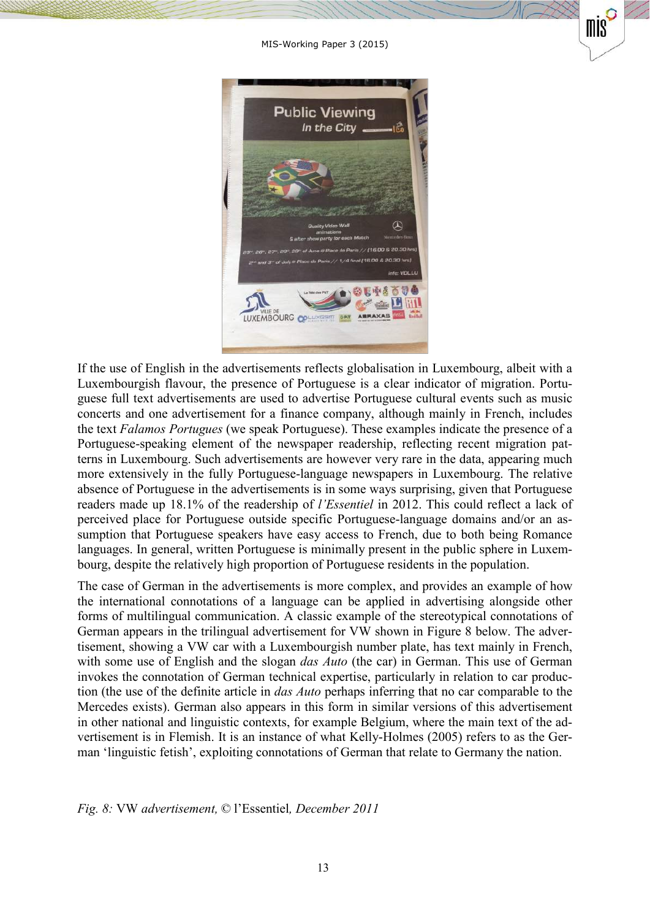If the use of English in the advertisements reflects globalisation in Luxembourg, albeit with a Luxembourgish flavour, the presence of Portuguese is a clear indicator of migration. Portuguese full text advertisements are used to advertise Portuguese cultural events such as music concerts and one advertisement for a finance company, although mainly in French, includes the text *Falamos Portugues* (we speak Portuguese). These examples indicate the presence of a Portuguese-speaking element of the newspaper readership, reflecting recent migration patterns in Luxembourg. Such advertisements are however very rare in the data, appearing much more extensively in the fully Portuguese-language newspapers in Luxembourg. The relative absence of Portuguese in the advertisements is in some ways surprising, given that Portuguese readers made up 18.1% of the readership of *l'Essentiel* in 2012. This could reflect a lack of perceived place for Portuguese outside specific Portuguese-language domains and/or an assumption that Portuguese speakers have easy access to French, due to both being Romance languages. In general, written Portuguese is minimally present in the public sphere in Luxembourg, despite the relatively high proportion of Portuguese residents in the population.

The case of German in the advertisements is more complex, and provides an example of how the international connotations of a language can be applied in advertising alongside other forms of multilingual communication. A classic example of the stereotypical connotations of German appears in the trilingual advertisement for VW shown in Figure 8 below. The advertisement, showing a VW car with a Luxembourgish number plate, has text mainly in French, with some use of English and the slogan *das Auto* (the car) in German. This use of German invokes the connotation of German technical expertise, particularly in relation to car production (the use of the definite article in *das Auto* perhaps inferring that no car comparable to the Mercedes exists). German also appears in this form in similar versions of this advertisement in other national and linguistic contexts, for example Belgium, where the main text of the advertisement is in Flemish. It is an instance of what Kelly-Holmes (2005) refers to as the German 'linguistic fetish', exploiting connotations of German that relate to Germany the nation.

*Fig. 8:* VW *advertisement,* © l'Essentiel*, December 2011*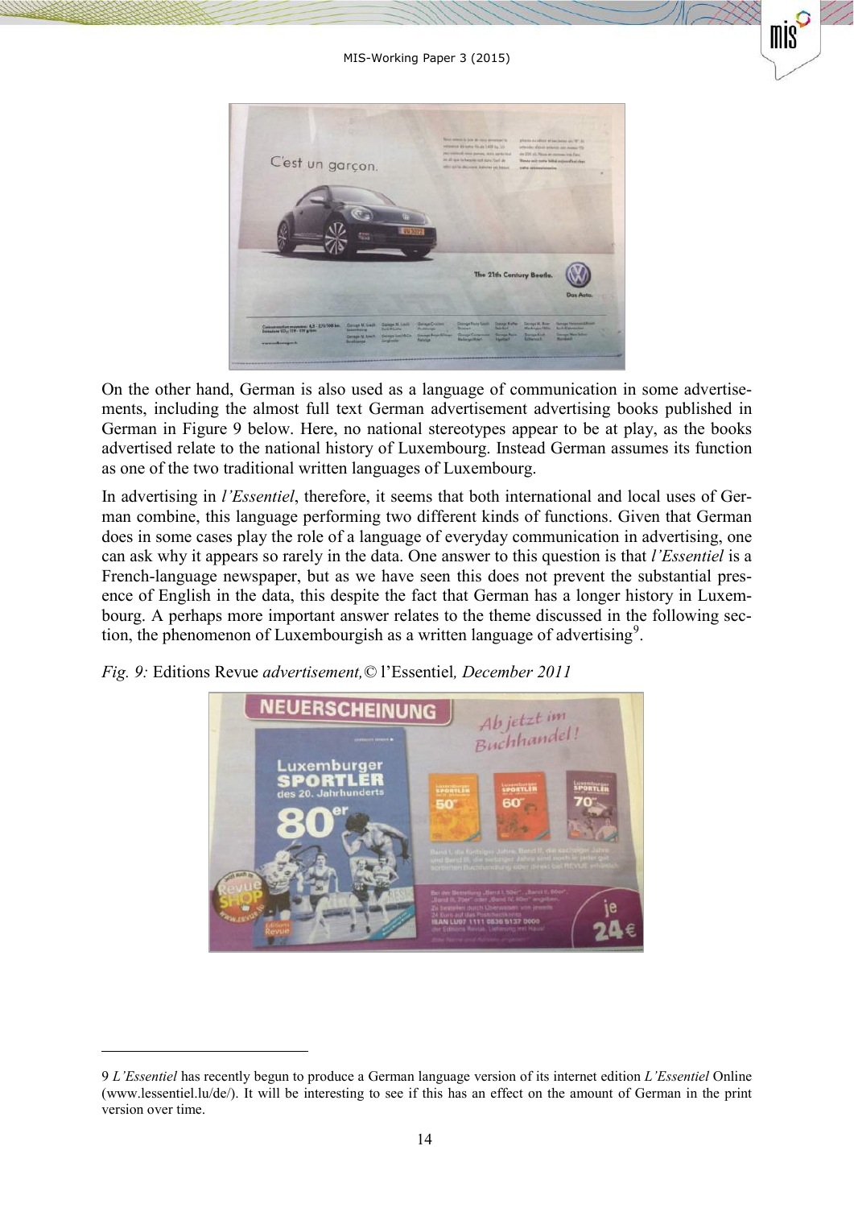On the other hand, German is also used as a language of communication in some advertisements, including the almost full text German advertisement advertising books published in German in Figure 9 below. Here, no national stereotypes appear to be at play, as the books advertised relate to the national history of Luxembourg. Instead German assumes its function as one of the two traditional written languages of Luxembourg.

In advertising in *l'Essentiel*, therefore, it seems that both international and local uses of German combine, this language performing two different kinds of functions. Given that German does in some cases play the role of a language of everyday communication in advertising, one can ask why it appears so rarely in the data. One answer to this question is that *l'Essentiel* is a French-language newspaper, but as we have seen this does not prevent the substantial presence of English in the data, this despite the fact that German has a longer history in Luxembourg. A perhaps more important answer relates to the theme discussed in the following section, the phenomenon of Luxembourgish as a written language of advertising[9].

*Fig. 9:* Editions Revue *advertisement,* © l'Essentiel*, December 2011*

---

9 *L'Essentiel* has recently begun to produce a German language version of its internet edition *L'Essentiel* Online (www.lessentiel.lu/de/). It will be interesting to see if this has an effect on the amount of German in the print version over time.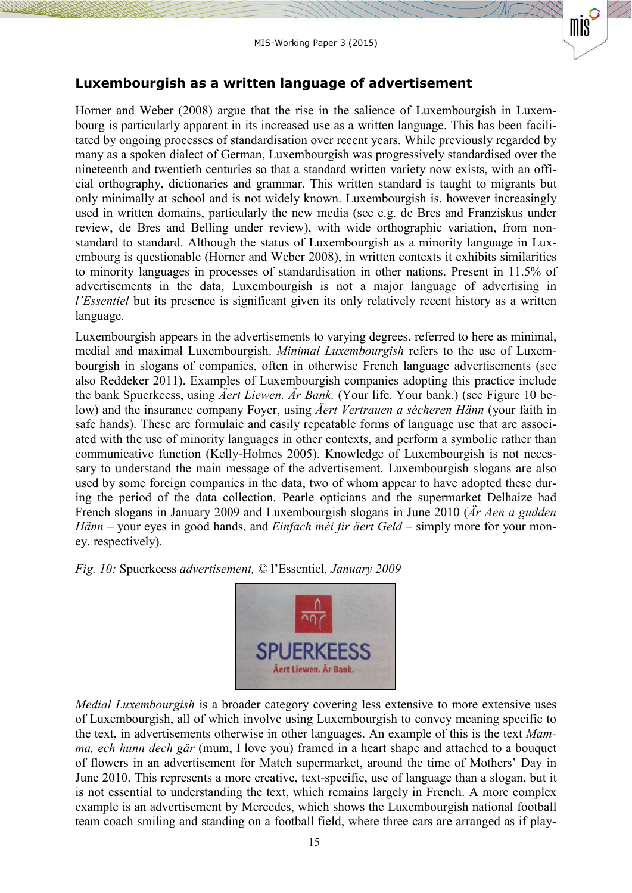## Luxembourgish as a written language of advertisement

Horner and Weber (2008) argue that the rise in the salience of Luxembourgish in Luxembourg is particularly apparent in its increased use as a written language. This has been facilitated by ongoing processes of standardisation over recent years. While previously regarded by many as a spoken dialect of German, Luxembourgish was progressively standardised over the nineteenth and twentieth centuries so that a standard written variety now exists, with an official orthography, dictionaries and grammar. This written standard is taught to migrants but only minimally at school and is not widely known. Luxembourgish is, however increasingly used in written domains, particularly the new media (see e.g. de Bres and Franziskus under review, de Bres and Belling under review), with wide orthographic variation, from non-standard to standard. Although the status of Luxembourgish as a minority language in Luxembourg is questionable (Horner and Weber 2008), in written contexts it exhibits similarities to minority languages in processes of standardisation in other nations. Present in 11.5% of advertisements in the data, Luxembourgish is not a major language of advertising in *l'Essentiel* but its presence is significant given its only relatively recent history as a written language.

Luxembourgish appears in the advertisements to varying degrees, referred to here as minimal, medial and maximal Luxembourgish. *Minimal Luxembourgish* refers to the use of Luxembourgish in slogans of companies, often in otherwise French language advertisements (see also Reddeker 2011). Examples of Luxembourgish companies adopting this practice include the bank Spuerkeess, using *Äert Liewen. Är Bank.* (Your life. Your bank.) (see Figure 10 below) and the insurance company Foyer, using *Äert Vertrauen a sécheren Hänn* (your faith in safe hands). These are formulaic and easily repeatable forms of language use that are associated with the use of minority languages in other contexts, and perform a symbolic rather than communicative function (Kelly-Holmes 2005). Knowledge of Luxembourgish is not necessary to understand the main message of the advertisement. Luxembourgish slogans are also used by some foreign companies in the data, two of whom appear to have adopted these during the period of the data collection. Pearle opticians and the supermarket Delhaize had French slogans in January 2009 and Luxembourgish slogans in June 2010 (*Är Aen a gudden Hänn* – your eyes in good hands, and *Einfach méi fir äert Geld* – simply more for your money, respectively).

*Fig. 10:* Spuerkeess *advertisement,* © l'Essentiel*, January 2009*

*Medial Luxembourgish* is a broader category covering less extensive to more extensive uses of Luxembourgish, all of which involve using Luxembourgish to convey meaning specific to the text, in advertisements otherwise in other languages. An example of this is the text *Mamma, ech hunn dech gär* (mum, I love you) framed in a heart shape and attached to a bouquet of flowers in an advertisement for Match supermarket, around the time of Mothers' Day in June 2010. This represents a more creative, text-specific, use of language than a slogan, but it is not essential to understanding the text, which remains largely in French. A more complex example is an advertisement by Mercedes, which shows the Luxembourgish national football team coach smiling and standing on a football field, where three cars are arranged as if play-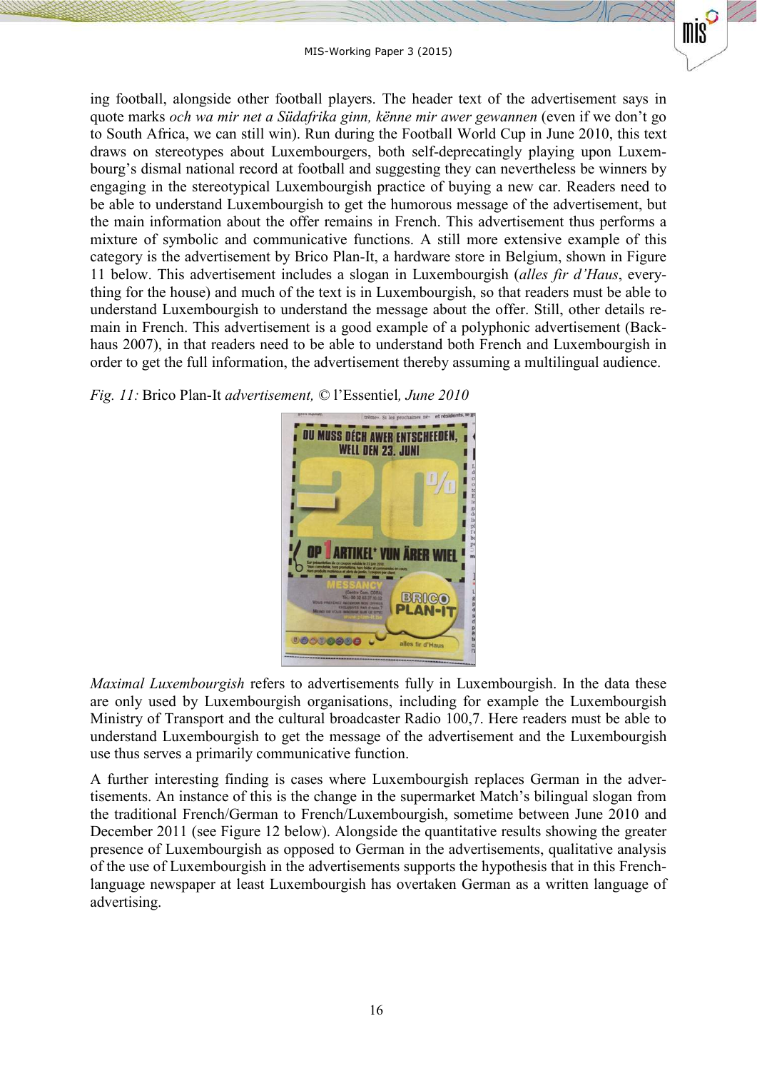ing football, alongside other football players. The header text of the advertisement says in quote marks *och wa mir net a Südafrika ginn, kënne mir awer gewannen* (even if we don't go to South Africa, we can still win). Run during the Football World Cup in June 2010, this text draws on stereotypes about Luxembourgers, both self-deprecatingly playing upon Luxembourg's dismal national record at football and suggesting they can nevertheless be winners by engaging in the stereotypical Luxembourgish practice of buying a new car. Readers need to be able to understand Luxembourgish to get the humorous message of the advertisement, but the main information about the offer remains in French. This advertisement thus performs a mixture of symbolic and communicative functions. A still more extensive example of this category is the advertisement by Brico Plan-It, a hardware store in Belgium, shown in Figure 11 below. This advertisement includes a slogan in Luxembourgish (*alles fir d'Haus*, everything for the house) and much of the text is in Luxembourgish, so that readers must be able to understand Luxembourgish to understand the message about the offer. Still, other details remain in French. This advertisement is a good example of a polyphonic advertisement (Backhaus 2007), in that readers need to be able to understand both French and Luxembourgish in order to get the full information, the advertisement thereby assuming a multilingual audience.

*Fig. 11:* Brico Plan-It *advertisement,* © l'Essentiel*, June 2010*

*Maximal Luxembourgish* refers to advertisements fully in Luxembourgish. In the data these are only used by Luxembourgish organisations, including for example the Luxembourgish Ministry of Transport and the cultural broadcaster Radio 100,7. Here readers must be able to understand Luxembourgish to get the message of the advertisement and the Luxembourgish use thus serves a primarily communicative function.

A further interesting finding is cases where Luxembourgish replaces German in the advertisements. An instance of this is the change in the supermarket Match's bilingual slogan from the traditional French/German to French/Luxembourgish, sometime between June 2010 and December 2011 (see Figure 12 below). Alongside the quantitative results showing the greater presence of Luxembourgish as opposed to German in the advertisements, qualitative analysis of the use of Luxembourgish in the advertisements supports the hypothesis that in this French-language newspaper at least Luxembourgish has overtaken German as a written language of advertising.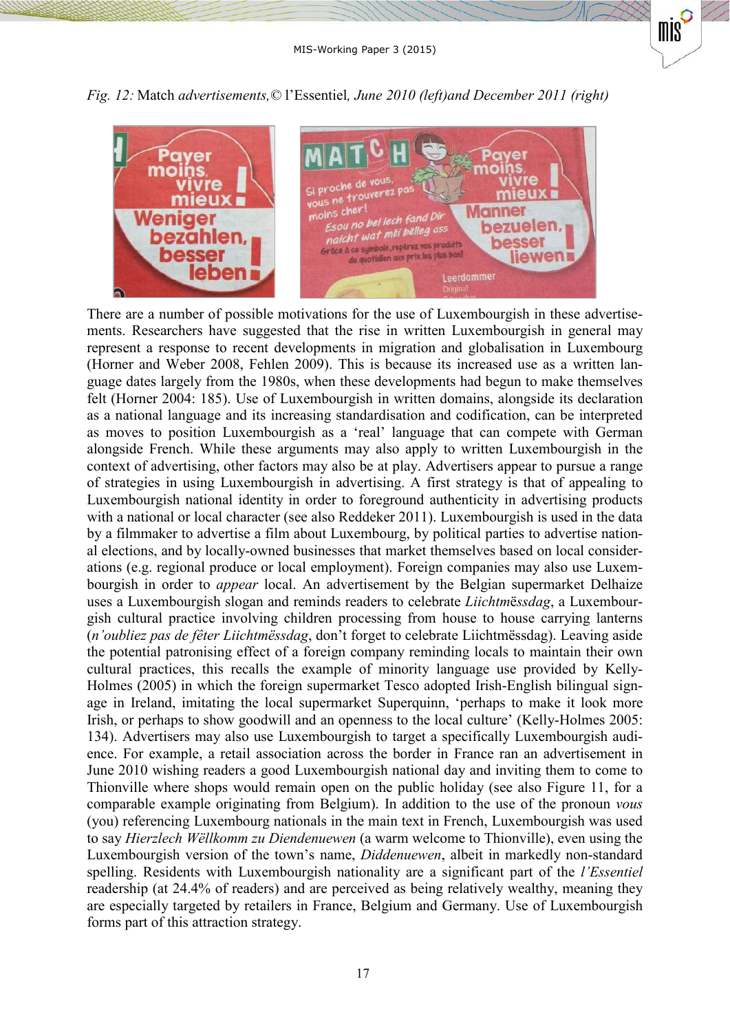*Fig. 12:* Match *advertisements,*© l'Essentiel*, June 2010 (left)and December 2011 (right)*

There are a number of possible motivations for the use of Luxembourgish in these advertisements. Researchers have suggested that the rise in written Luxembourgish in general may represent a response to recent developments in migration and globalisation in Luxembourg (Horner and Weber 2008, Fehlen 2009). This is because its increased use as a written language dates largely from the 1980s, when these developments had begun to make themselves felt (Horner 2004: 185). Use of Luxembourgish in written domains, alongside its declaration as a national language and its increasing standardisation and codification, can be interpreted as moves to position Luxembourgish as a 'real' language that can compete with German alongside French. While these arguments may also apply to written Luxembourgish in the context of advertising, other factors may also be at play. Advertisers appear to pursue a range of strategies in using Luxembourgish in advertising. A first strategy is that of appealing to Luxembourgish national identity in order to foreground authenticity in advertising products with a national or local character (see also Reddeker 2011). Luxembourgish is used in the data by a filmmaker to advertise a film about Luxembourg, by political parties to advertise national elections, and by locally-owned businesses that market themselves based on local considerations (e.g. regional produce or local employment). Foreign companies may also use Luxembourgish in order to *appear* local. An advertisement by the Belgian supermarket Delhaize uses a Luxembourgish slogan and reminds readers to celebrate *Liichtmëssdag*, a Luxembourgish cultural practice involving children processing from house to house carrying lanterns (*n'oubliez pas de fêter Liichtmëssdag*, don't forget to celebrate Liichtmëssdag). Leaving aside the potential patronising effect of a foreign company reminding locals to maintain their own cultural practices, this recalls the example of minority language use provided by Kelly-Holmes (2005) in which the foreign supermarket Tesco adopted Irish-English bilingual signage in Ireland, imitating the local supermarket Superquinn, 'perhaps to make it look more Irish, or perhaps to show goodwill and an openness to the local culture' (Kelly-Holmes 2005: 134). Advertisers may also use Luxembourgish to target a specifically Luxembourgish audience. For example, a retail association across the border in France ran an advertisement in June 2010 wishing readers a good Luxembourgish national day and inviting them to come to Thionville where shops would remain open on the public holiday (see also Figure 11, for a comparable example originating from Belgium). In addition to the use of the pronoun *vous* (you) referencing Luxembourg nationals in the main text in French, Luxembourgish was used to say *Hierzlech Wëllkomm zu Diendenuewen* (a warm welcome to Thionville), even using the Luxembourgish version of the town's name, *Diddenuewen*, albeit in markedly non-standard spelling. Residents with Luxembourgish nationality are a significant part of the *l'Essentiel* readership (at 24.4% of readers) and are perceived as being relatively wealthy, meaning they are especially targeted by retailers in France, Belgium and Germany. Use of Luxembourgish forms part of this attraction strategy.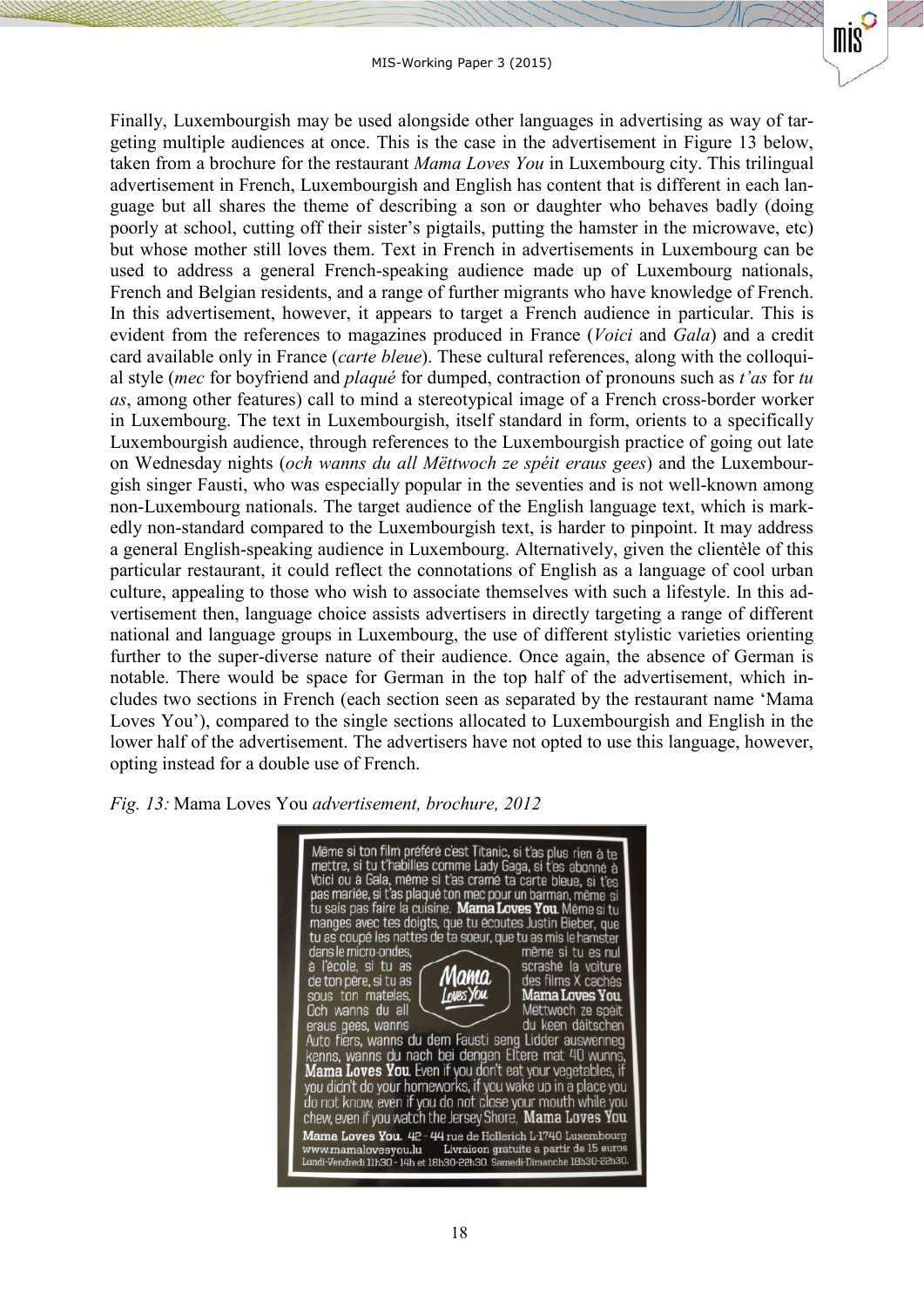Finally, Luxembourgish may be used alongside other languages in advertising as way of targeting multiple audiences at once. This is the case in the advertisement in Figure 13 below, taken from a brochure for the restaurant *Mama Loves You* in Luxembourg city. This trilingual advertisement in French, Luxembourgish and English has content that is different in each language but all shares the theme of describing a son or daughter who behaves badly (doing poorly at school, cutting off their sister's pigtails, putting the hamster in the microwave, etc) but whose mother still loves them. Text in French in advertisements in Luxembourg can be used to address a general French-speaking audience made up of Luxembourg nationals, French and Belgian residents, and a range of further migrants who have knowledge of French. In this advertisement, however, it appears to target a French audience in particular. This is evident from the references to magazines produced in France (*Voici* and *Gala*) and a credit card available only in France (*carte bleue*). These cultural references, along with the colloquial style (*mec* for boyfriend and *plaqué* for dumped, contraction of pronouns such as *t'as* for *tu as*, among other features) call to mind a stereotypical image of a French cross-border worker in Luxembourg. The text in Luxembourgish, itself standard in form, orients to a specifically Luxembourgish audience, through references to the Luxembourgish practice of going out late on Wednesday nights (*och wanns du all Mëttwoch ze spéit eraus gees*) and the Luxembourgish singer Fausti, who was especially popular in the seventies and is not well-known among non-Luxembourg nationals. The target audience of the English language text, which is markedly non-standard compared to the Luxembourgish text, is harder to pinpoint. It may address a general English-speaking audience in Luxembourg. Alternatively, given the clientèle of this particular restaurant, it could reflect the connotations of English as a language of cool urban culture, appealing to those who wish to associate themselves with such a lifestyle. In this advertisement then, language choice assists advertisers in directly targeting a range of different national and language groups in Luxembourg, the use of different stylistic varieties orienting further to the super-diverse nature of their audience. Once again, the absence of German is notable. There would be space for German in the top half of the advertisement, which includes two sections in French (each section seen as separated by the restaurant name 'Mama Loves You'), compared to the single sections allocated to Luxembourgish and English in the lower half of the advertisement. The advertisers have not opted to use this language, however, opting instead for a double use of French.

*Fig. 13:* Mama Loves You *advertisement, brochure, 2012*

Même si ton film préféré c'est Titanic, si t'as plus rien à te mettre, si tu t'habilles comme Lady Gaga, si t'es abonné à Voici ou à Gala, même si t'as cramé ta carte bleue, si t'es pas mariée, si t'as plaqué ton mec pour un barman, même si tu sais pas faire la cuisine. **Mama Loves You**. Même si tu manges avec tes doigts, que tu écoutes Justin Bieber, que tu as coupé les nattes de ta soeur, que tu as mis le hamster dans le micro-ondes, même si tu es nul à l'école, si tu as scrashé la voiture de ton père, si tu as des films X cachés sous ton mateles, **Mama Loves You**. Och wanns du all Mëttwoch ze spéit eraus gees, wanns du keen däitschen Auto fiers, wanns du dem Fausti seng Lidder auswenneg kenns, wanns du nach bei dengen Eltere mat 40 wunns, **Mama Loves You**. Even if you don't eat your vegetables, if you didn't do your homeworks, if you wake up in a place you do not know, even if you do not close your mouth while you chew, even if you watch the Jersey Shore, **Mama Loves You**.

**Mama Loves You.** 42 - 44 rue de Hollerich L-1740 Luxembourg
www.mamalovesyou.lu Livraison gratuite a partir de 15 euros
Lundi-Vendredi 11h30 - 14h et 18h30-22h30. Samedi-Dimanche 18h30-22h30.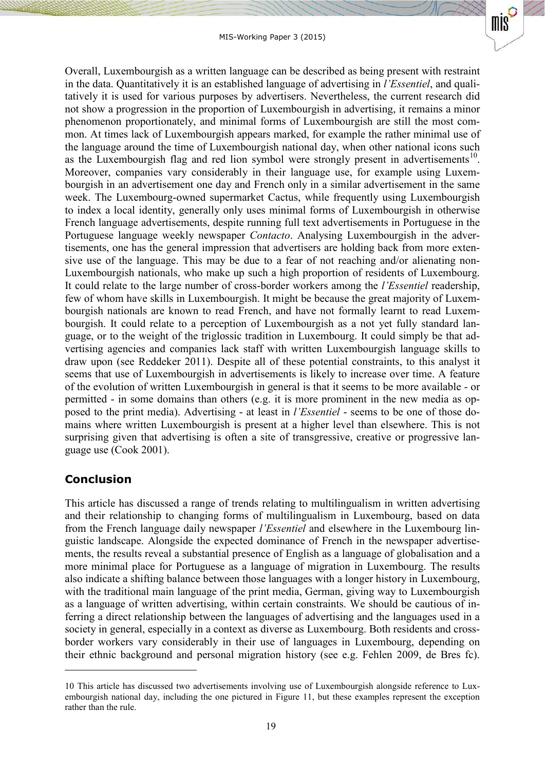Overall, Luxembourgish as a written language can be described as being present with restraint in the data. Quantitatively it is an established language of advertising in *l'Essentiel*, and qualitatively it is used for various purposes by advertisers. Nevertheless, the current research did not show a progression in the proportion of Luxembourgish in advertising, it remains a minor phenomenon proportionately, and minimal forms of Luxembourgish are still the most common. At times lack of Luxembourgish appears marked, for example the rather minimal use of the language around the time of Luxembourgish national day, when other national icons such as the Luxembourgish flag and red lion symbol were strongly present in advertisements[10]. Moreover, companies vary considerably in their language use, for example using Luxembourgish in an advertisement one day and French only in a similar advertisement in the same week. The Luxembourg-owned supermarket Cactus, while frequently using Luxembourgish to index a local identity, generally only uses minimal forms of Luxembourgish in otherwise French language advertisements, despite running full text advertisements in Portuguese in the Portuguese language weekly newspaper *Contacto*. Analysing Luxembourgish in the advertisements, one has the general impression that advertisers are holding back from more extensive use of the language. This may be due to a fear of not reaching and/or alienating non-Luxembourgish nationals, who make up such a high proportion of residents of Luxembourg. It could relate to the large number of cross-border workers among the *l'Essentiel* readership, few of whom have skills in Luxembourgish. It might be because the great majority of Luxembourgish nationals are known to read French, and have not formally learnt to read Luxembourgish. It could relate to a perception of Luxembourgish as a not yet fully standard language, or to the weight of the triglossic tradition in Luxembourg. It could simply be that advertising agencies and companies lack staff with written Luxembourgish language skills to draw upon (see Reddeker 2011). Despite all of these potential constraints, to this analyst it seems that use of Luxembourgish in advertisements is likely to increase over time. A feature of the evolution of written Luxembourgish in general is that it seems to be more available - or permitted - in some domains than others (e.g. it is more prominent in the new media as opposed to the print media). Advertising - at least in *l'Essentiel* - seems to be one of those domains where written Luxembourgish is present at a higher level than elsewhere. This is not surprising given that advertising is often a site of transgressive, creative or progressive language use (Cook 2001).

## Conclusion

This article has discussed a range of trends relating to multilingualism in written advertising and their relationship to changing forms of multilingualism in Luxembourg, based on data from the French language daily newspaper *l'Essentiel* and elsewhere in the Luxembourg linguistic landscape. Alongside the expected dominance of French in the newspaper advertisements, the results reveal a substantial presence of English as a language of globalisation and a more minimal place for Portuguese as a language of migration in Luxembourg. The results also indicate a shifting balance between those languages with a longer history in Luxembourg, with the traditional main language of the print media, German, giving way to Luxembourgish as a language of written advertising, within certain constraints. We should be cautious of inferring a direct relationship between the languages of advertising and the languages used in a society in general, especially in a context as diverse as Luxembourg. Both residents and cross-border workers vary considerably in their use of languages in Luxembourg, depending on their ethnic background and personal migration history (see e.g. Fehlen 2009, de Bres fc).

---

10 This article has discussed two advertisements involving use of Luxembourgish alongside reference to Luxembourgish national day, including the one pictured in Figure 11, but these examples represent the exception rather than the rule.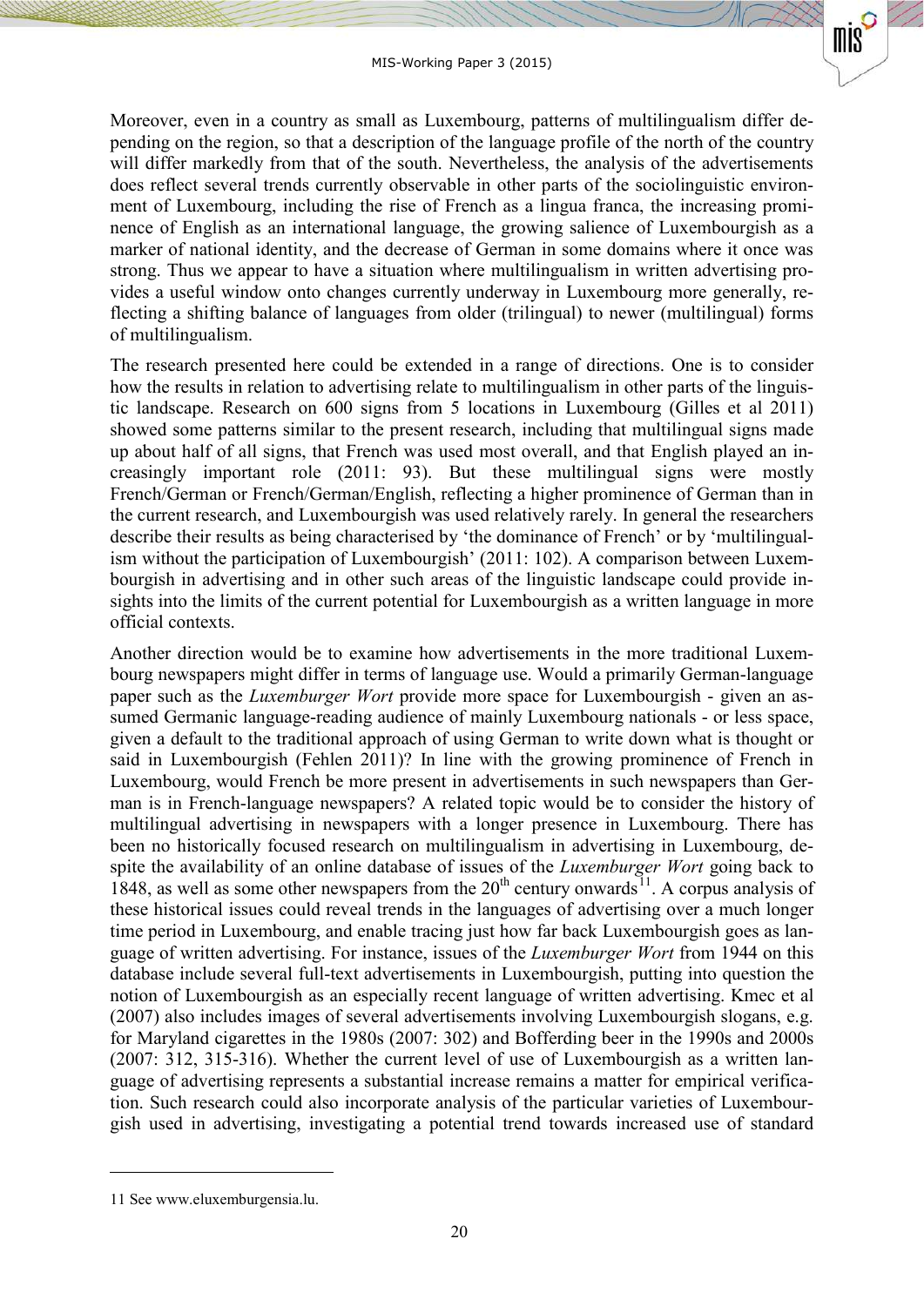Moreover, even in a country as small as Luxembourg, patterns of multilingualism differ depending on the region, so that a description of the language profile of the north of the country will differ markedly from that of the south. Nevertheless, the analysis of the advertisements does reflect several trends currently observable in other parts of the sociolinguistic environment of Luxembourg, including the rise of French as a lingua franca, the increasing prominence of English as an international language, the growing salience of Luxembourgish as a marker of national identity, and the decrease of German in some domains where it once was strong. Thus we appear to have a situation where multilingualism in written advertising provides a useful window onto changes currently underway in Luxembourg more generally, reflecting a shifting balance of languages from older (trilingual) to newer (multilingual) forms of multilingualism.

The research presented here could be extended in a range of directions. One is to consider how the results in relation to advertising relate to multilingualism in other parts of the linguistic landscape. Research on 600 signs from 5 locations in Luxembourg (Gilles et al 2011) showed some patterns similar to the present research, including that multilingual signs made up about half of all signs, that French was used most overall, and that English played an increasingly important role (2011: 93). But these multilingual signs were mostly French/German or French/German/English, reflecting a higher prominence of German than in the current research, and Luxembourgish was used relatively rarely. In general the researchers describe their results as being characterised by 'the dominance of French' or by 'multilingualism without the participation of Luxembourgish' (2011: 102). A comparison between Luxembourgish in advertising and in other such areas of the linguistic landscape could provide insights into the limits of the current potential for Luxembourgish as a written language in more official contexts.

Another direction would be to examine how advertisements in the more traditional Luxembourg newspapers might differ in terms of language use. Would a primarily German-language paper such as the *Luxemburger Wort* provide more space for Luxembourgish - given an assumed Germanic language-reading audience of mainly Luxembourg nationals - or less space, given a default to the traditional approach of using German to write down what is thought or said in Luxembourgish (Fehlen 2011)? In line with the growing prominence of French in Luxembourg, would French be more present in advertisements in such newspapers than German is in French-language newspapers? A related topic would be to consider the history of multilingual advertising in newspapers with a longer presence in Luxembourg. There has been no historically focused research on multilingualism in advertising in Luxembourg, despite the availability of an online database of issues of the *Luxemburger Wort* going back to 1848, as well as some other newspapers from the 20th century onwards[11]. A corpus analysis of these historical issues could reveal trends in the languages of advertising over a much longer time period in Luxembourg, and enable tracing just how far back Luxembourgish goes as language of written advertising. For instance, issues of the *Luxemburger Wort* from 1944 on this database include several full-text advertisements in Luxembourgish, putting into question the notion of Luxembourgish as an especially recent language of written advertising. Kmec et al (2007) also includes images of several advertisements involving Luxembourgish slogans, e.g. for Maryland cigarettes in the 1980s (2007: 302) and Bofferding beer in the 1990s and 2000s (2007: 312, 315-316). Whether the current level of use of Luxembourgish as a written language of advertising represents a substantial increase remains a matter for empirical verification. Such research could also incorporate analysis of the particular varieties of Luxembourgish used in advertising, investigating a potential trend towards increased use of standard

---

11 See www.eluxemburgensia.lu.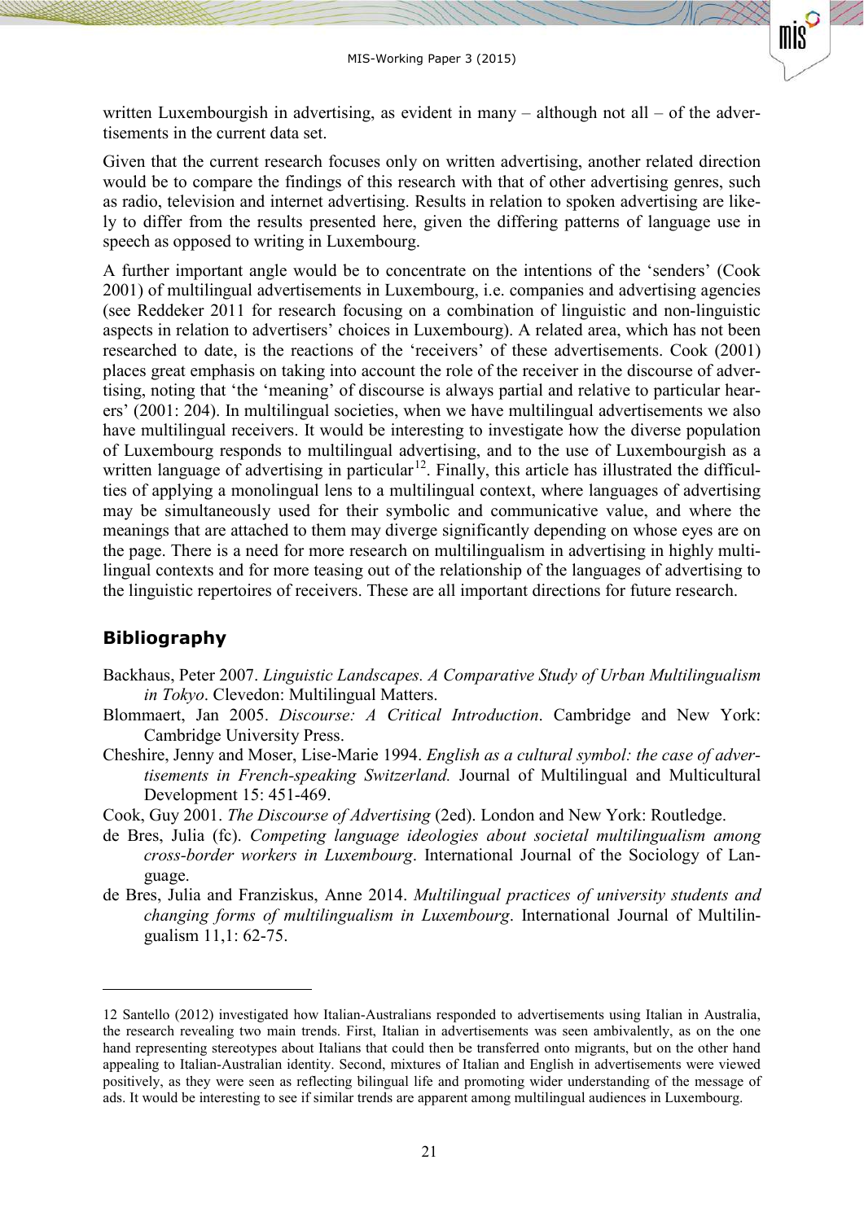written Luxembourgish in advertising, as evident in many – although not all – of the advertisements in the current data set.

Given that the current research focuses only on written advertising, another related direction would be to compare the findings of this research with that of other advertising genres, such as radio, television and internet advertising. Results in relation to spoken advertising are likely to differ from the results presented here, given the differing patterns of language use in speech as opposed to writing in Luxembourg.

A further important angle would be to concentrate on the intentions of the 'senders' (Cook 2001) of multilingual advertisements in Luxembourg, i.e. companies and advertising agencies (see Reddeker 2011 for research focusing on a combination of linguistic and non-linguistic aspects in relation to advertisers' choices in Luxembourg). A related area, which has not been researched to date, is the reactions of the 'receivers' of these advertisements. Cook (2001) places great emphasis on taking into account the role of the receiver in the discourse of advertising, noting that 'the 'meaning' of discourse is always partial and relative to particular hearers' (2001: 204). In multilingual societies, when we have multilingual advertisements we also have multilingual receivers. It would be interesting to investigate how the diverse population of Luxembourg responds to multilingual advertising, and to the use of Luxembourgish as a written language of advertising in particular[12]. Finally, this article has illustrated the difficulties of applying a monolingual lens to a multilingual context, where languages of advertising may be simultaneously used for their symbolic and communicative value, and where the meanings that are attached to them may diverge significantly depending on whose eyes are on the page. There is a need for more research on multilingualism in advertising in highly multilingual contexts and for more teasing out of the relationship of the languages of advertising to the linguistic repertoires of receivers. These are all important directions for future research.

## Bibliography

Backhaus, Peter 2007. *Linguistic Landscapes. A Comparative Study of Urban Multilingualism in Tokyo*. Clevedon: Multilingual Matters.

Blommaert, Jan 2005. *Discourse: A Critical Introduction*. Cambridge and New York: Cambridge University Press.

Cheshire, Jenny and Moser, Lise-Marie 1994. *English as a cultural symbol: the case of advertisements in French-speaking Switzerland.* Journal of Multilingual and Multicultural Development 15: 451-469.

Cook, Guy 2001. *The Discourse of Advertising* (2ed). London and New York: Routledge.

de Bres, Julia (fc). *Competing language ideologies about societal multilingualism among cross-border workers in Luxembourg*. International Journal of the Sociology of Language.

de Bres, Julia and Franziskus, Anne 2014. *Multilingual practices of university students and changing forms of multilingualism in Luxembourg*. International Journal of Multilingualism 11,1: 62-75.

---

12 Santello (2012) investigated how Italian-Australians responded to advertisements using Italian in Australia, the research revealing two main trends. First, Italian in advertisements was seen ambivalently, as on the one hand representing stereotypes about Italians that could then be transferred onto migrants, but on the other hand appealing to Italian-Australian identity. Second, mixtures of Italian and English in advertisements were viewed positively, as they were seen as reflecting bilingual life and promoting wider understanding of the message of ads. It would be interesting to see if similar trends are apparent among multilingual audiences in Luxembourg.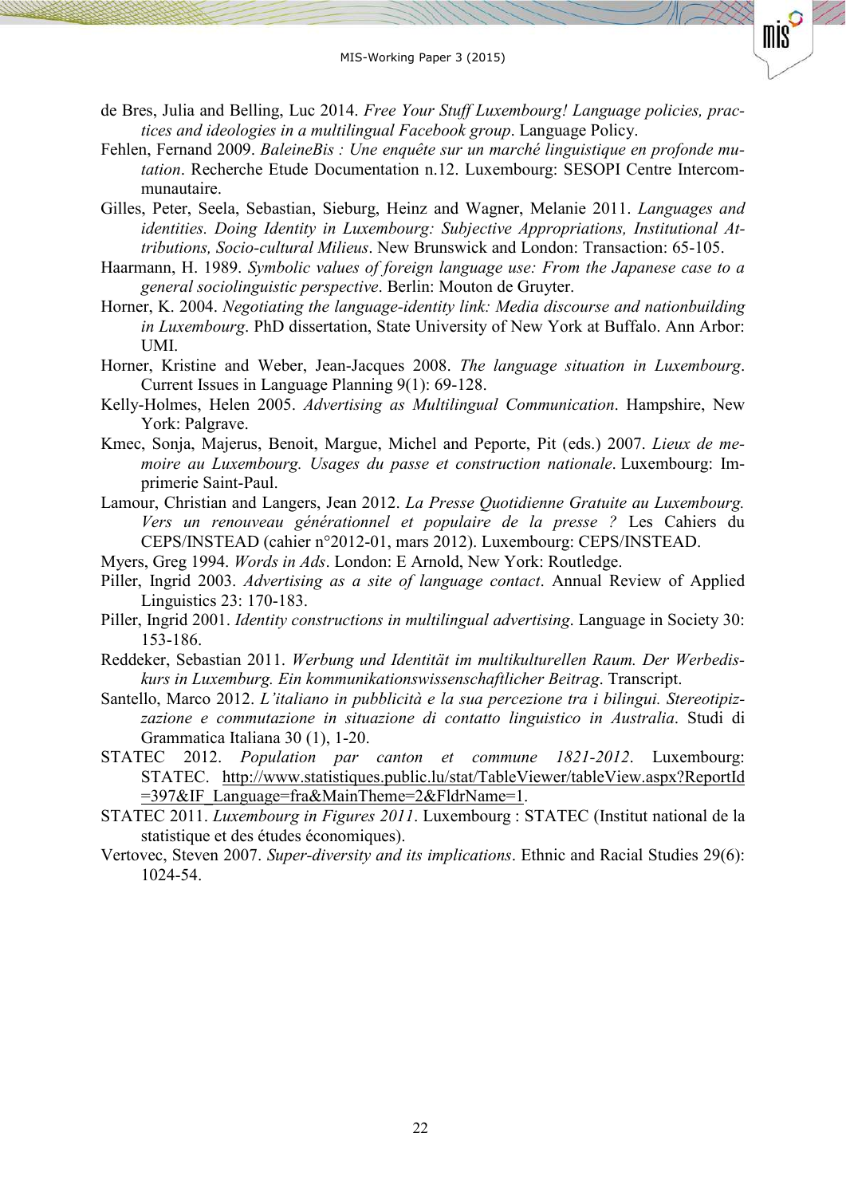de Bres, Julia and Belling, Luc 2014. *Free Your Stuff Luxembourg! Language policies, practices and ideologies in a multilingual Facebook group*. Language Policy.

Fehlen, Fernand 2009. *BaleineBis : Une enquête sur un marché linguistique en profonde mutation*. Recherche Etude Documentation n.12. Luxembourg: SESOPI Centre Intercommunautaire.

Gilles, Peter, Seela, Sebastian, Sieburg, Heinz and Wagner, Melanie 2011. *Languages and identities. Doing Identity in Luxembourg: Subjective Appropriations, Institutional Attributions, Socio-cultural Milieus*. New Brunswick and London: Transaction: 65-105.

Haarmann, H. 1989. *Symbolic values of foreign language use: From the Japanese case to a general sociolinguistic perspective*. Berlin: Mouton de Gruyter.

Horner, K. 2004. *Negotiating the language-identity link: Media discourse and nationbuilding in Luxembourg*. PhD dissertation, State University of New York at Buffalo. Ann Arbor: UMI.

Horner, Kristine and Weber, Jean-Jacques 2008. *The language situation in Luxembourg*. Current Issues in Language Planning 9(1): 69-128.

Kelly-Holmes, Helen 2005. *Advertising as Multilingual Communication*. Hampshire, New York: Palgrave.

Kmec, Sonja, Majerus, Benoit, Margue, Michel and Peporte, Pit (eds.) 2007. *Lieux de memoire au Luxembourg. Usages du passe et construction nationale*. Luxembourg: Imprimerie Saint-Paul.

Lamour, Christian and Langers, Jean 2012. *La Presse Quotidienne Gratuite au Luxembourg. Vers un renouveau générationnel et populaire de la presse ?* Les Cahiers du CEPS/INSTEAD (cahier n°2012-01, mars 2012). Luxembourg: CEPS/INSTEAD.

Myers, Greg 1994. *Words in Ads*. London: E Arnold, New York: Routledge.

Piller, Ingrid 2003. *Advertising as a site of language contact*. Annual Review of Applied Linguistics 23: 170-183.

Piller, Ingrid 2001. *Identity constructions in multilingual advertising*. Language in Society 30: 153-186.

Reddeker, Sebastian 2011. *Werbung und Identität im multikulturellen Raum. Der Werbediskurs in Luxemburg. Ein kommunikationswissenschaftlicher Beitrag*. Transcript.

Santello, Marco 2012. *L'italiano in pubblicità e la sua percezione tra i bilingui. Stereotipizzazione e commutazione in situazione di contatto linguistico in Australia*. Studi di Grammatica Italiana 30 (1), 1-20.

STATEC 2012. *Population par canton et commune 1821-2012*. Luxembourg: STATEC. http://www.statistiques.public.lu/stat/TableViewer/tableView.aspx?ReportId=397&IF_Language=fra&MainTheme=2&FldrName=1.

STATEC 2011. *Luxembourg in Figures 2011*. Luxembourg : STATEC (Institut national de la statistique et des études économiques).

Vertovec, Steven 2007. *Super-diversity and its implications*. Ethnic and Racial Studies 29(6): 1024-54.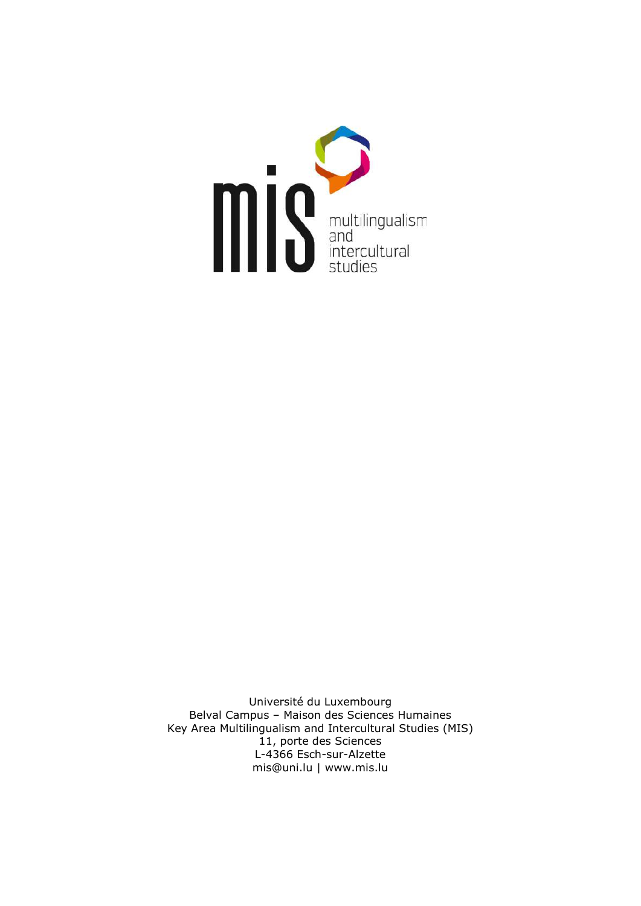mis

multilingualism
and
intercultural
studies

Université du Luxembourg
Belval Campus – Maison des Sciences Humaines
Key Area Multilingualism and Intercultural Studies (MIS)
11, porte des Sciences
L-4366 Esch-sur-Alzette
mis@uni.lu | www.mis.lu